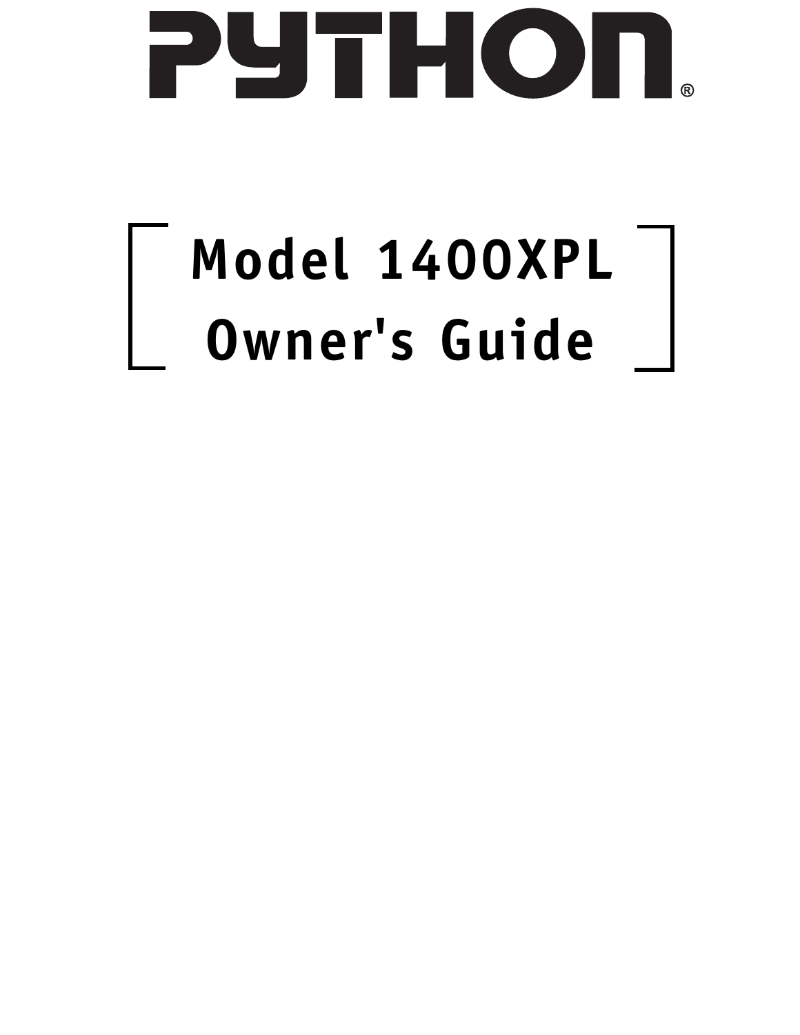# PYTHON®

## Model 1400XPL
## Owner's Guide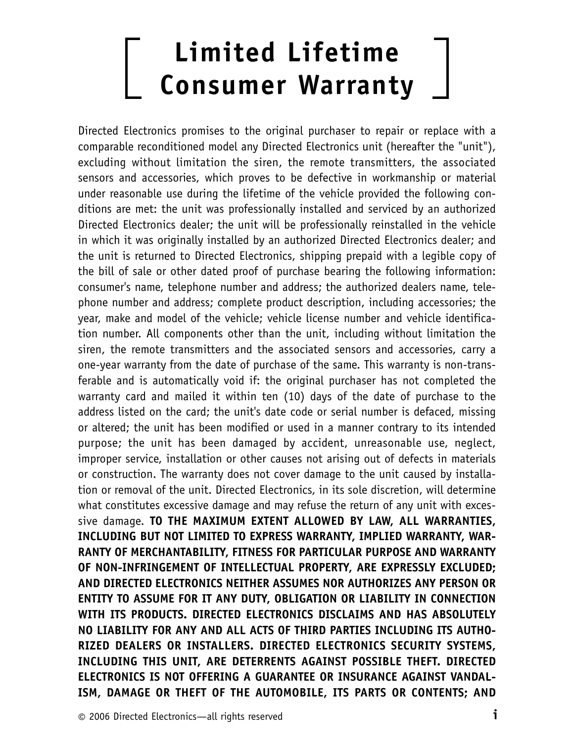# Limited Lifetime Consumer Warranty

Directed Electronics promises to the original purchaser to repair or replace with a comparable reconditioned model any Directed Electronics unit (hereafter the "unit"), excluding without limitation the siren, the remote transmitters, the associated sensors and accessories, which proves to be defective in workmanship or material under reasonable use during the lifetime of the vehicle provided the following conditions are met: the unit was professionally installed and serviced by an authorized Directed Electronics dealer; the unit will be professionally reinstalled in the vehicle in which it was originally installed by an authorized Directed Electronics dealer; and the unit is returned to Directed Electronics, shipping prepaid with a legible copy of the bill of sale or other dated proof of purchase bearing the following information: consumer's name, telephone number and address; the authorized dealers name, telephone number and address; complete product description, including accessories; the year, make and model of the vehicle; vehicle license number and vehicle identification number. All components other than the unit, including without limitation the siren, the remote transmitters and the associated sensors and accessories, carry a one-year warranty from the date of purchase of the same. This warranty is non-transferable and is automatically void if: the original purchaser has not completed the warranty card and mailed it within ten (10) days of the date of purchase to the address listed on the card; the unit's date code or serial number is defaced, missing or altered; the unit has been modified or used in a manner contrary to its intended purpose; the unit has been damaged by accident, unreasonable use, neglect, improper service, installation or other causes not arising out of defects in materials or construction. The warranty does not cover damage to the unit caused by installation or removal of the unit. Directed Electronics, in its sole discretion, will determine what constitutes excessive damage and may refuse the return of any unit with excessive damage. **TO THE MAXIMUM EXTENT ALLOWED BY LAW, ALL WARRANTIES, INCLUDING BUT NOT LIMITED TO EXPRESS WARRANTY, IMPLIED WARRANTY, WARRANTY OF MERCHANTABILITY, FITNESS FOR PARTICULAR PURPOSE AND WARRANTY OF NON-INFRINGEMENT OF INTELLECTUAL PROPERTY, ARE EXPRESSLY EXCLUDED; AND DIRECTED ELECTRONICS NEITHER ASSUMES NOR AUTHORIZES ANY PERSON OR ENTITY TO ASSUME FOR IT ANY DUTY, OBLIGATION OR LIABILITY IN CONNECTION WITH ITS PRODUCTS. DIRECTED ELECTRONICS DISCLAIMS AND HAS ABSOLUTELY NO LIABILITY FOR ANY AND ALL ACTS OF THIRD PARTIES INCLUDING ITS AUTHORIZED DEALERS OR INSTALLERS. DIRECTED ELECTRONICS SECURITY SYSTEMS, INCLUDING THIS UNIT, ARE DETERRENTS AGAINST POSSIBLE THEFT. DIRECTED ELECTRONICS IS NOT OFFERING A GUARANTEE OR INSURANCE AGAINST VANDALISM, DAMAGE OR THEFT OF THE AUTOMOBILE, ITS PARTS OR CONTENTS; AND**

© 2006 Directed Electronics—all rights reserved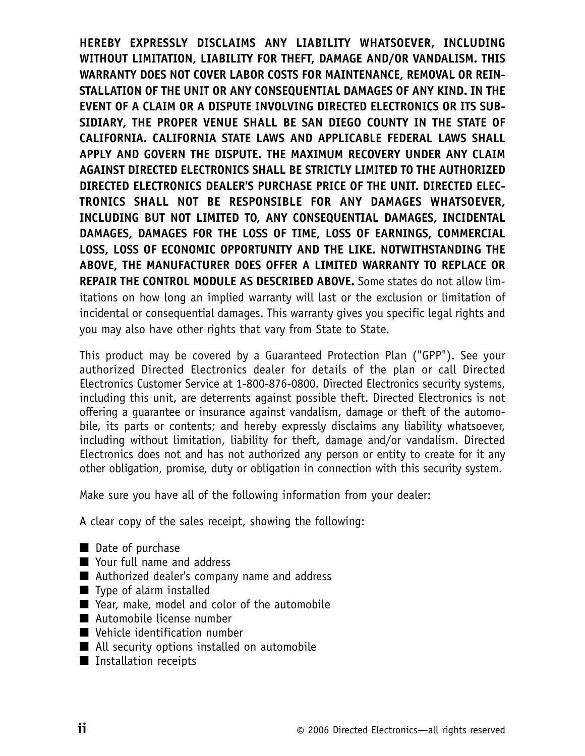**HEREBY EXPRESSLY DISCLAIMS ANY LIABILITY WHATSOEVER, INCLUDING WITHOUT LIMITATION, LIABILITY FOR THEFT, DAMAGE AND/OR VANDALISM. THIS WARRANTY DOES NOT COVER LABOR COSTS FOR MAINTENANCE, REMOVAL OR REINSTALLATION OF THE UNIT OR ANY CONSEQUENTIAL DAMAGES OF ANY KIND. IN THE EVENT OF A CLAIM OR A DISPUTE INVOLVING DIRECTED ELECTRONICS OR ITS SUBSIDIARY, THE PROPER VENUE SHALL BE SAN DIEGO COUNTY IN THE STATE OF CALIFORNIA. CALIFORNIA STATE LAWS AND APPLICABLE FEDERAL LAWS SHALL APPLY AND GOVERN THE DISPUTE. THE MAXIMUM RECOVERY UNDER ANY CLAIM AGAINST DIRECTED ELECTRONICS SHALL BE STRICTLY LIMITED TO THE AUTHORIZED DIRECTED ELECTRONICS DEALER'S PURCHASE PRICE OF THE UNIT. DIRECTED ELECTRONICS SHALL NOT BE RESPONSIBLE FOR ANY DAMAGES WHATSOEVER, INCLUDING BUT NOT LIMITED TO, ANY CONSEQUENTIAL DAMAGES, INCIDENTAL DAMAGES, DAMAGES FOR THE LOSS OF TIME, LOSS OF EARNINGS, COMMERCIAL LOSS, LOSS OF ECONOMIC OPPORTUNITY AND THE LIKE. NOTWITHSTANDING THE ABOVE, THE MANUFACTURER DOES OFFER A LIMITED WARRANTY TO REPLACE OR REPAIR THE CONTROL MODULE AS DESCRIBED ABOVE.** Some states do not allow limitations on how long an implied warranty will last or the exclusion or limitation of incidental or consequential damages. This warranty gives you specific legal rights and you may also have other rights that vary from State to State.

This product may be covered by a Guaranteed Protection Plan ("GPP"). See your authorized Directed Electronics dealer for details of the plan or call Directed Electronics Customer Service at 1-800-876-0800. Directed Electronics security systems, including this unit, are deterrents against possible theft. Directed Electronics is not offering a guarantee or insurance against vandalism, damage or theft of the automobile, its parts or contents; and hereby expressly disclaims any liability whatsoever, including without limitation, liability for theft, damage and/or vandalism. Directed Electronics does not and has not authorized any person or entity to create for it any other obligation, promise, duty or obligation in connection with this security system.

Make sure you have all of the following information from your dealer:

A clear copy of the sales receipt, showing the following:

- Date of purchase
- Your full name and address
- Authorized dealer's company name and address
- Type of alarm installed
- Year, make, model and color of the automobile
- Automobile license number
- Vehicle identification number
- All security options installed on automobile
- Installation receipts

© 2006 Directed Electronics—all rights reserved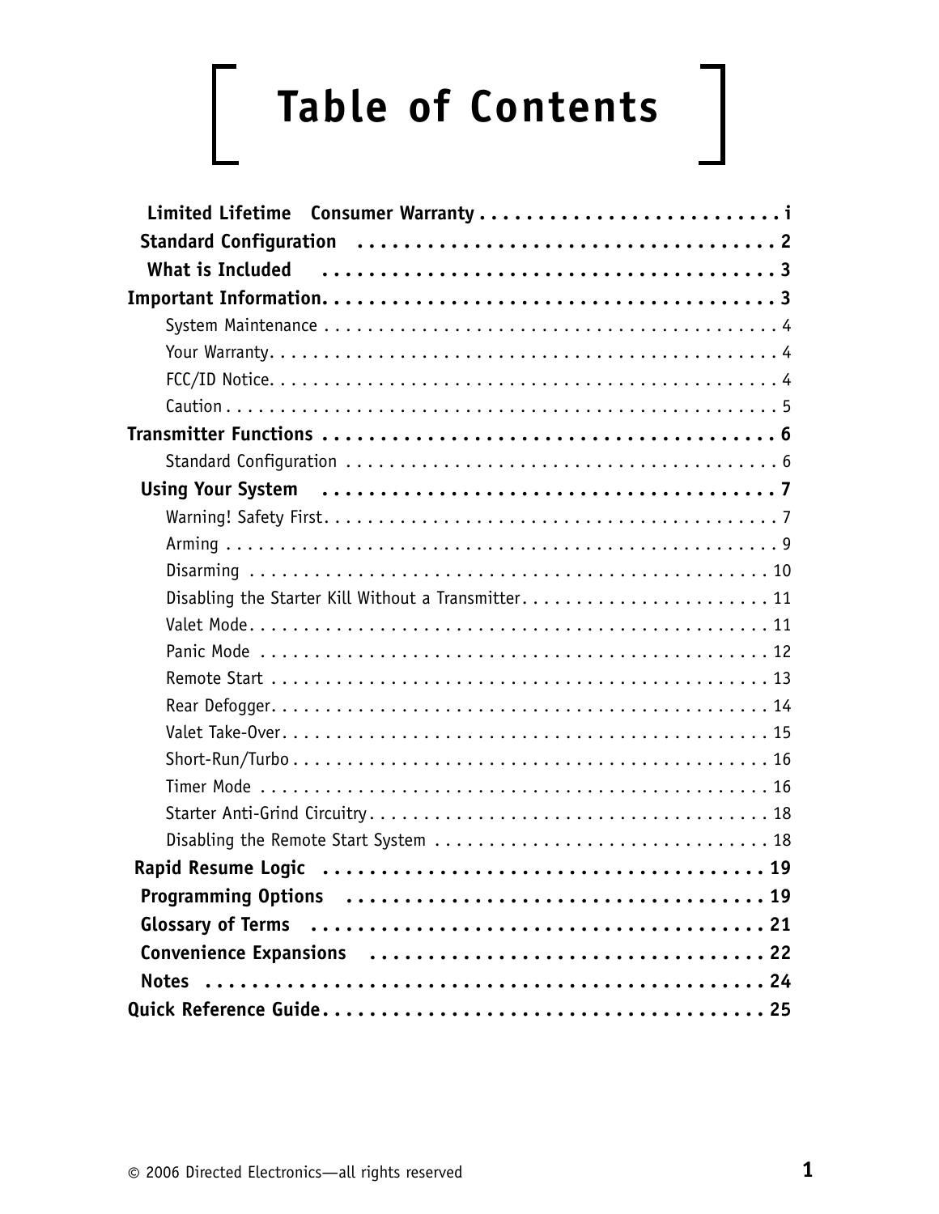# Table of Contents

| | |
|---|---|
| **Limited Lifetime Consumer Warranty** | **i** |
| **Standard Configuration** | **2** |
| **What is Included** | **3** |
| **Important Information** | **3** |
| System Maintenance | 4 |
| Your Warranty | 4 |
| FCC/ID Notice | 4 |
| Caution | 5 |
| **Transmitter Functions** | **6** |
| Standard Configuration | 6 |
| **Using Your System** | **7** |
| Warning! Safety First | 7 |
| Arming | 9 |
| Disarming | 10 |
| Disabling the Starter Kill Without a Transmitter | 11 |
| Valet Mode | 11 |
| Panic Mode | 12 |
| Remote Start | 13 |
| Rear Defogger | 14 |
| Valet Take-Over | 15 |
| Short-Run/Turbo | 16 |
| Timer Mode | 16 |
| Starter Anti-Grind Circuitry | 18 |
| Disabling the Remote Start System | 18 |
| **Rapid Resume Logic** | **19** |
| **Programming Options** | **19** |
| **Glossary of Terms** | **21** |
| **Convenience Expansions** | **22** |
| **Notes** | **24** |
| **Quick Reference Guide** | **25** |

© 2006 Directed Electronics—all rights reserved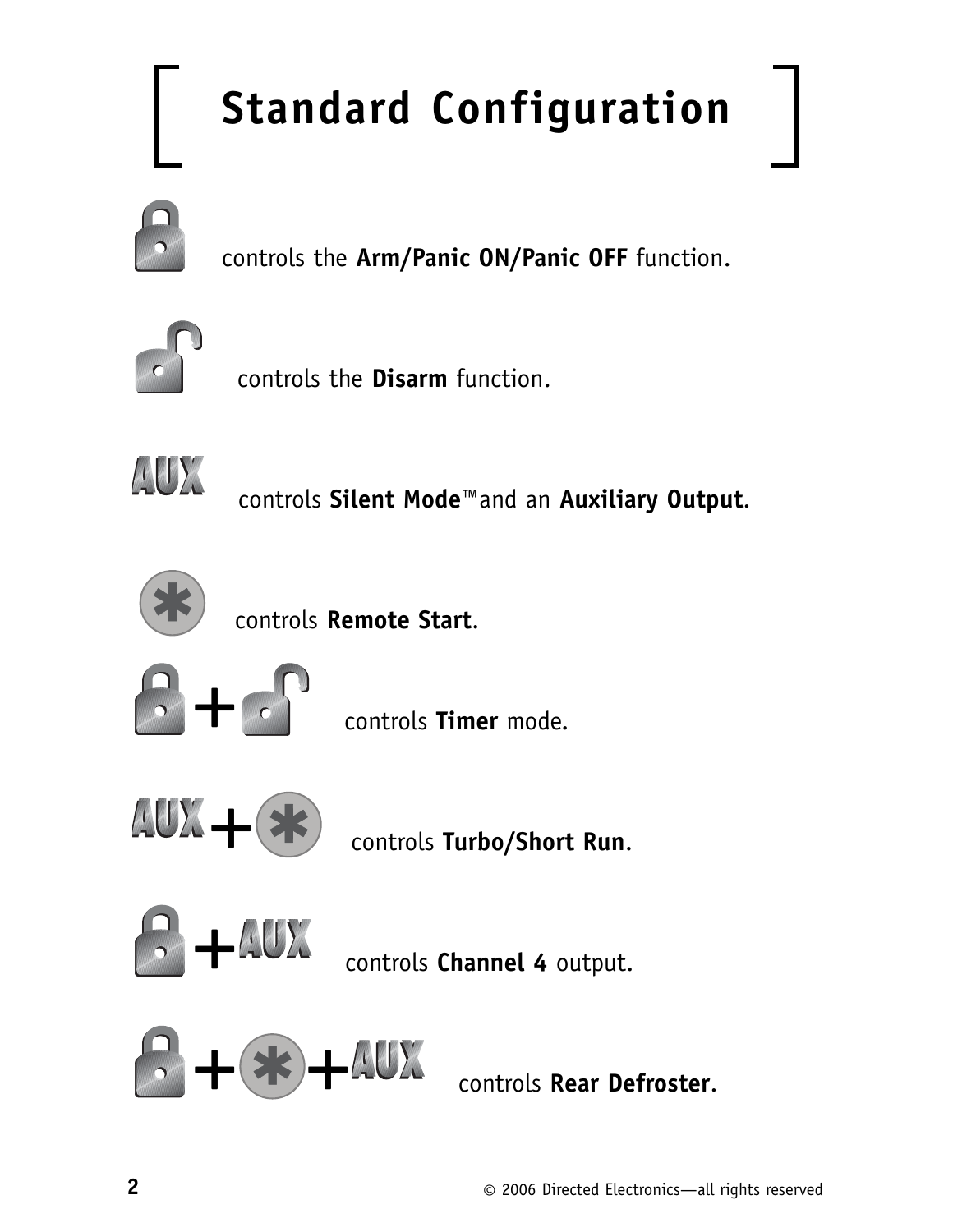# Standard Configuration

controls the **Arm/Panic ON/Panic OFF** function.

controls the **Disarm** function.

AUX controls **Silent Mode**™ and an **Auxiliary Output**.

controls **Remote Start**.

+ controls **Timer** mode.

AUX + controls **Turbo/Short Run**.

+ AUX controls **Channel 4** output.

+ + AUX controls **Rear Defroster**.

© 2006 Directed Electronics—all rights reserved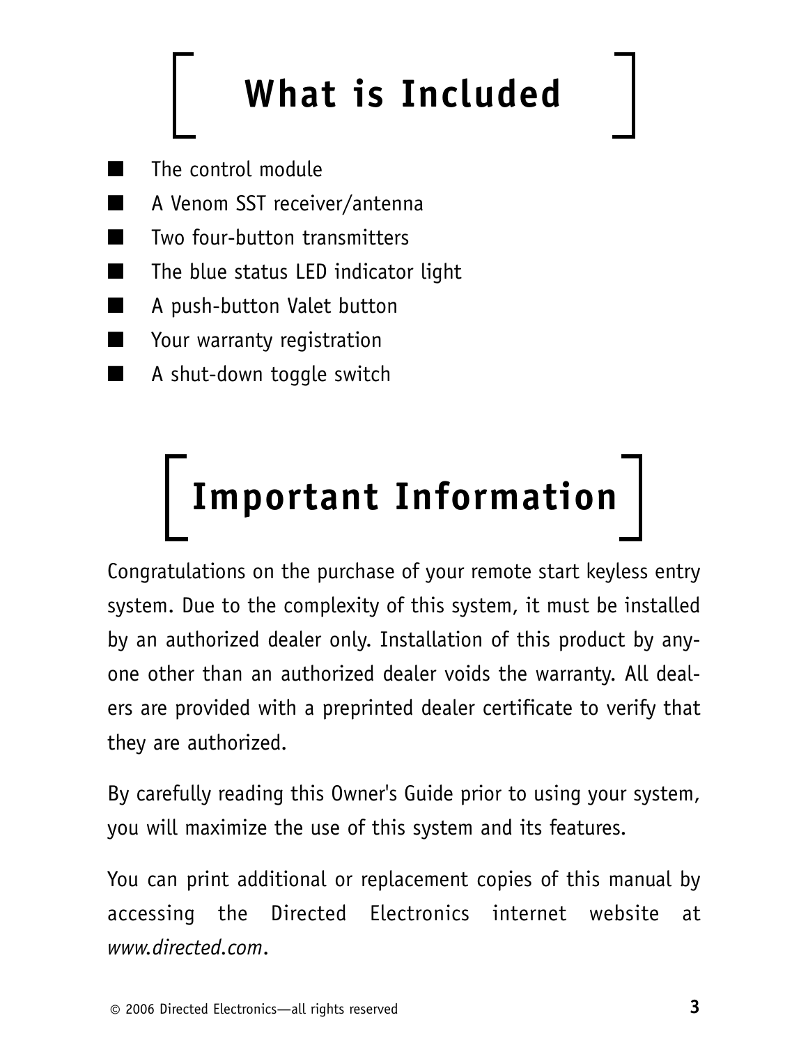# What is Included

- The control module
- A Venom SST receiver/antenna
- Two four-button transmitters
- The blue status LED indicator light
- A push-button Valet button
- Your warranty registration
- A shut-down toggle switch

# Important Information

Congratulations on the purchase of your remote start keyless entry system. Due to the complexity of this system, it must be installed by an authorized dealer only. Installation of this product by anyone other than an authorized dealer voids the warranty. All dealers are provided with a preprinted dealer certificate to verify that they are authorized.

By carefully reading this Owner's Guide prior to using your system, you will maximize the use of this system and its features.

You can print additional or replacement copies of this manual by accessing the Directed Electronics internet website at *www.directed.com*.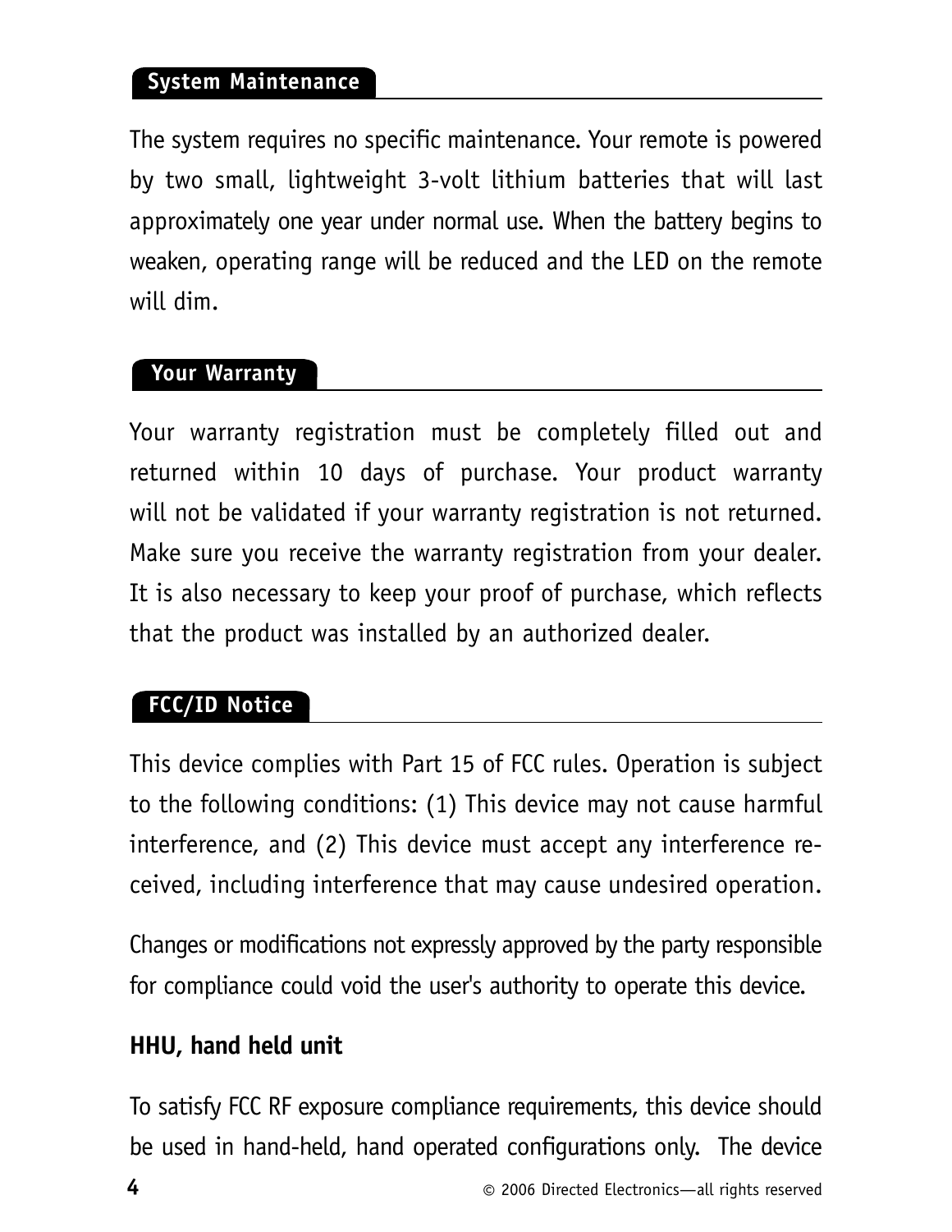## System Maintenance

The system requires no specific maintenance. Your remote is powered by two small, lightweight 3-volt lithium batteries that will last approximately one year under normal use. When the battery begins to weaken, operating range will be reduced and the LED on the remote will dim.

## Your Warranty

Your warranty registration must be completely filled out and returned within 10 days of purchase. Your product warranty will not be validated if your warranty registration is not returned. Make sure you receive the warranty registration from your dealer. It is also necessary to keep your proof of purchase, which reflects that the product was installed by an authorized dealer.

## FCC/ID Notice

This device complies with Part 15 of FCC rules. Operation is subject to the following conditions: (1) This device may not cause harmful interference, and (2) This device must accept any interference received, including interference that may cause undesired operation.

Changes or modifications not expressly approved by the party responsible for compliance could void the user's authority to operate this device.

**HHU, hand held unit**

To satisfy FCC RF exposure compliance requirements, this device should be used in hand-held, hand operated configurations only. The device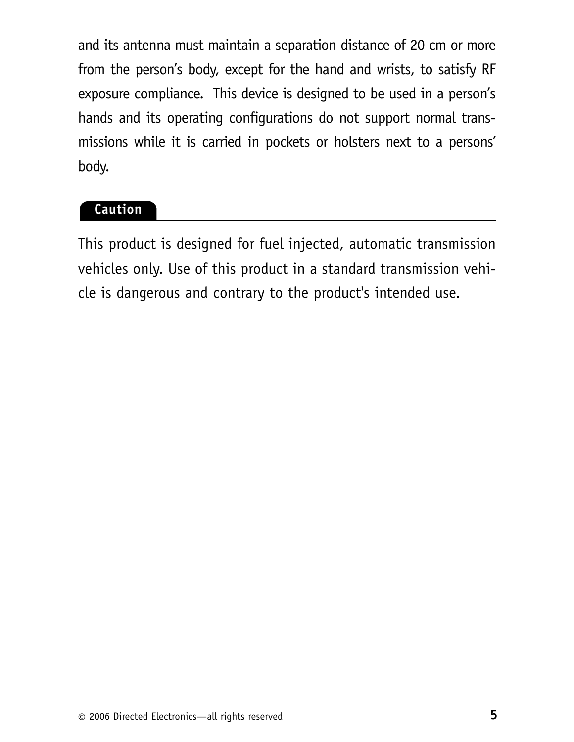and its antenna must maintain a separation distance of 20 cm or more from the person's body, except for the hand and wrists, to satisfy RF exposure compliance.  This device is designed to be used in a person's hands and its operating configurations do not support normal transmissions while it is carried in pockets or holsters next to a persons' body.

## Caution

This product is designed for fuel injected, automatic transmission vehicles only. Use of this product in a standard transmission vehicle is dangerous and contrary to the product's intended use.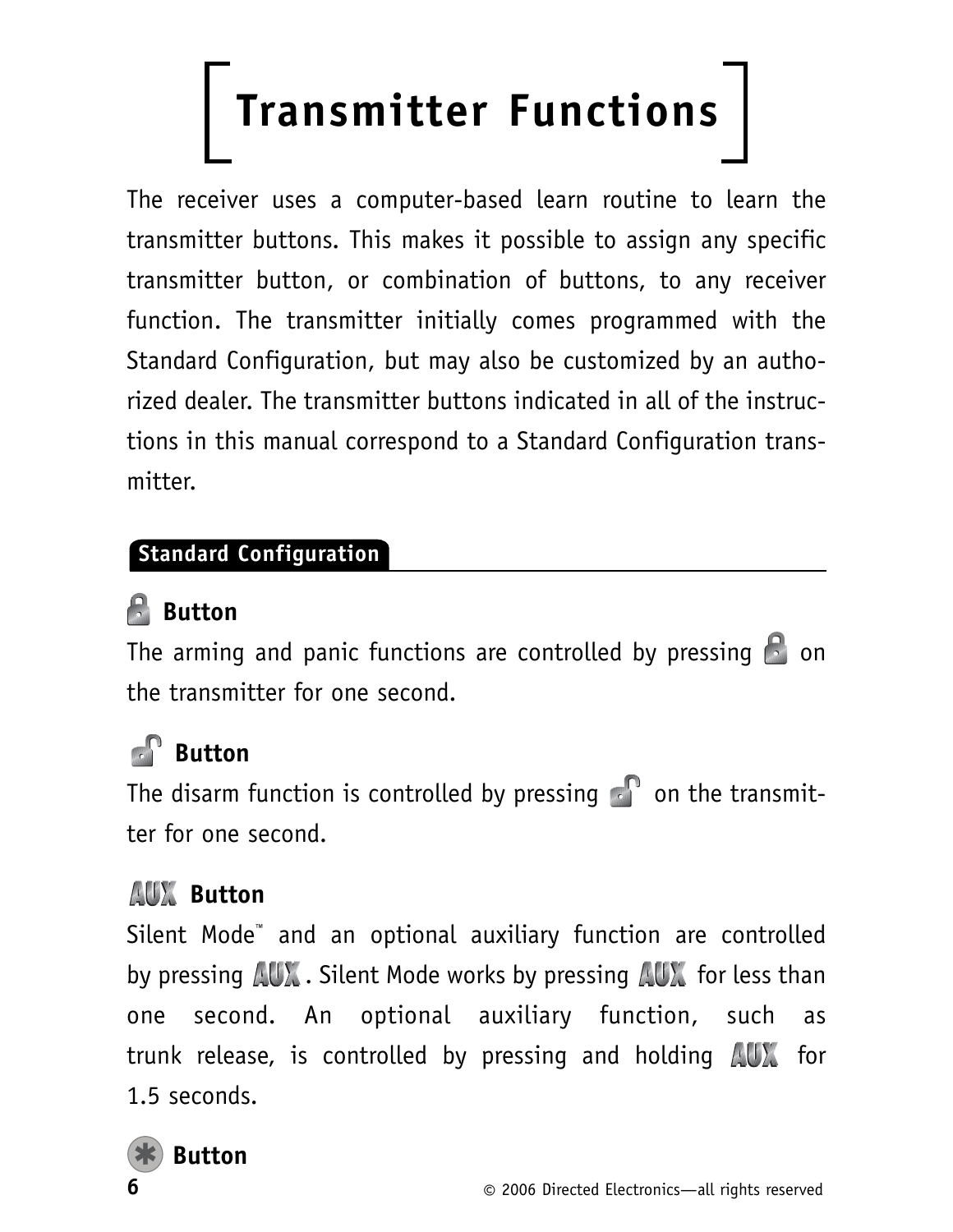# Transmitter Functions

The receiver uses a computer-based learn routine to learn the transmitter buttons. This makes it possible to assign any specific transmitter button, or combination of buttons, to any receiver function. The transmitter initially comes programmed with the Standard Configuration, but may also be customized by an authorized dealer. The transmitter buttons indicated in all of the instructions in this manual correspond to a Standard Configuration transmitter.

## Standard Configuration

### 🔒 Button

The arming and panic functions are controlled by pressing 🔒 on the transmitter for one second.

### 🔓 Button

The disarm function is controlled by pressing 🔓 on the transmitter for one second.

### AUX Button

Silent Mode™ and an optional auxiliary function are controlled by pressing AUX. Silent Mode works by pressing AUX for less than one second. An optional auxiliary function, such as trunk release, is controlled by pressing and holding AUX for 1.5 seconds.

### ✱ Button

© 2006 Directed Electronics—all rights reserved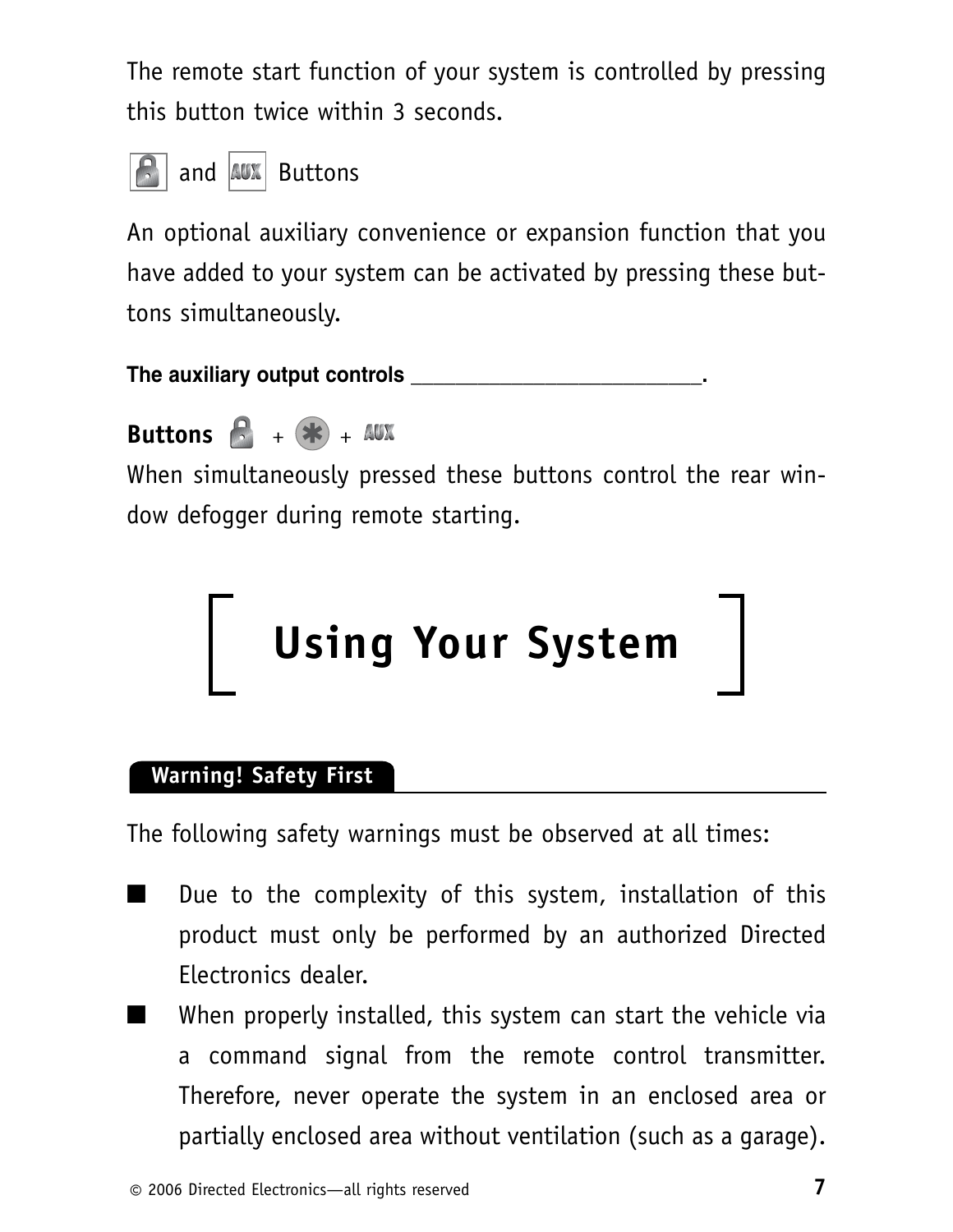The remote start function of your system is controlled by pressing this button twice within 3 seconds.

### [Lock] and [AUX] Buttons

An optional auxiliary convenience or expansion function that you have added to your system can be activated by pressing these buttons simultaneously.

**The auxiliary output controls ___________________________.**

**Buttons [Lock] + [*] + [AUX]**

When simultaneously pressed these buttons control the rear window defogger during remote starting.

# Using Your System

## Warning! Safety First

The following safety warnings must be observed at all times:

- Due to the complexity of this system, installation of this product must only be performed by an authorized Directed Electronics dealer.
- When properly installed, this system can start the vehicle via a command signal from the remote control transmitter. Therefore, never operate the system in an enclosed area or partially enclosed area without ventilation (such as a garage).

© 2006 Directed Electronics—all rights reserved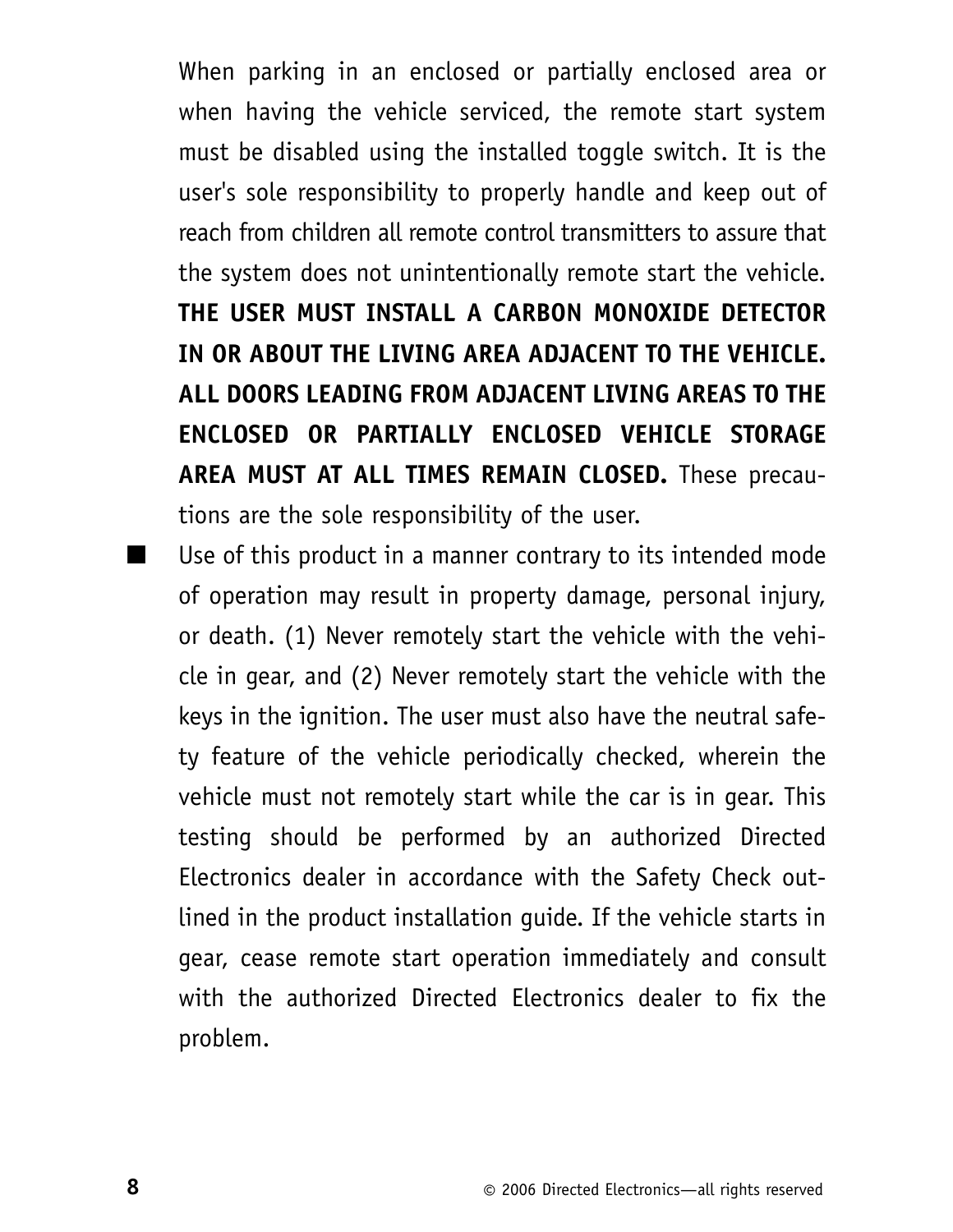When parking in an enclosed or partially enclosed area or when having the vehicle serviced, the remote start system must be disabled using the installed toggle switch. It is the user's sole responsibility to properly handle and keep out of reach from children all remote control transmitters to assure that the system does not unintentionally remote start the vehicle. **THE USER MUST INSTALL A CARBON MONOXIDE DETECTOR IN OR ABOUT THE LIVING AREA ADJACENT TO THE VEHICLE. ALL DOORS LEADING FROM ADJACENT LIVING AREAS TO THE ENCLOSED OR PARTIALLY ENCLOSED VEHICLE STORAGE AREA MUST AT ALL TIMES REMAIN CLOSED.** These precautions are the sole responsibility of the user.

- Use of this product in a manner contrary to its intended mode of operation may result in property damage, personal injury, or death. (1) Never remotely start the vehicle with the vehicle in gear, and (2) Never remotely start the vehicle with the keys in the ignition. The user must also have the neutral safety feature of the vehicle periodically checked, wherein the vehicle must not remotely start while the car is in gear. This testing should be performed by an authorized Directed Electronics dealer in accordance with the Safety Check outlined in the product installation guide. If the vehicle starts in gear, cease remote start operation immediately and consult with the authorized Directed Electronics dealer to fix the problem.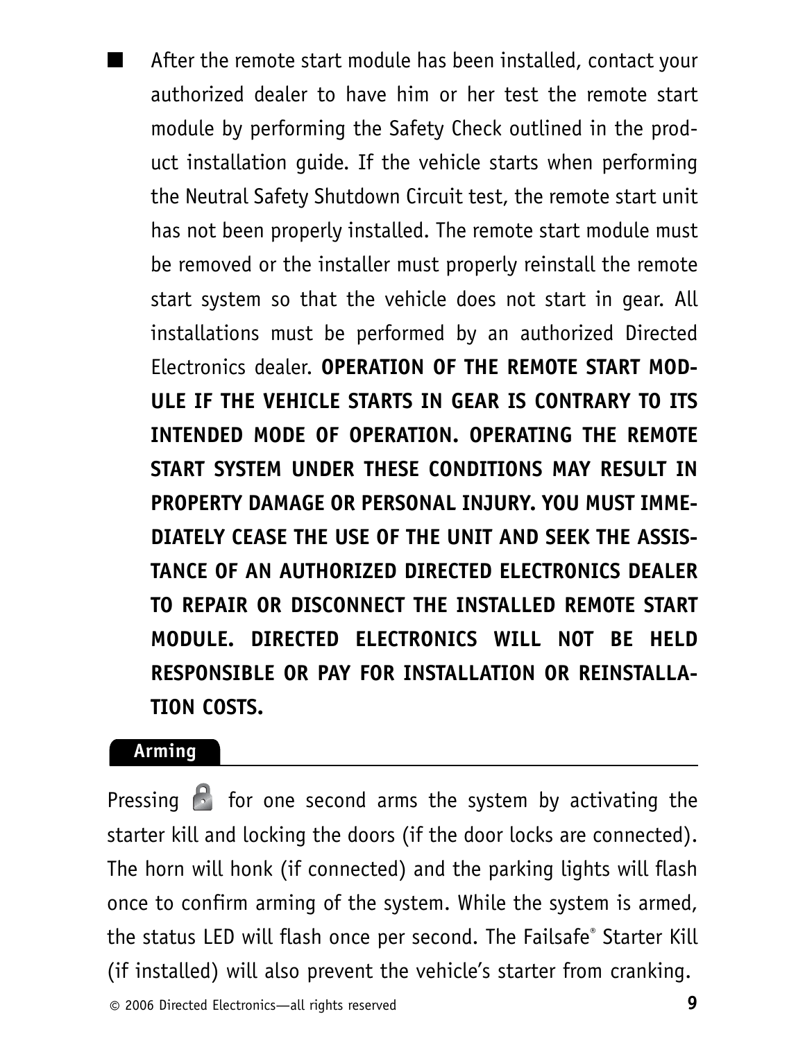- After the remote start module has been installed, contact your authorized dealer to have him or her test the remote start module by performing the Safety Check outlined in the product installation guide. If the vehicle starts when performing the Neutral Safety Shutdown Circuit test, the remote start unit has not been properly installed. The remote start module must be removed or the installer must properly reinstall the remote start system so that the vehicle does not start in gear. All installations must be performed by an authorized Directed Electronics dealer. **OPERATION OF THE REMOTE START MODULE IF THE VEHICLE STARTS IN GEAR IS CONTRARY TO ITS INTENDED MODE OF OPERATION. OPERATING THE REMOTE START SYSTEM UNDER THESE CONDITIONS MAY RESULT IN PROPERTY DAMAGE OR PERSONAL INJURY. YOU MUST IMMEDIATELY CEASE THE USE OF THE UNIT AND SEEK THE ASSISTANCE OF AN AUTHORIZED DIRECTED ELECTRONICS DEALER TO REPAIR OR DISCONNECT THE INSTALLED REMOTE START MODULE. DIRECTED ELECTRONICS WILL NOT BE HELD RESPONSIBLE OR PAY FOR INSTALLATION OR REINSTALLATION COSTS.**

## Arming

Pressing 🔒 for one second arms the system by activating the starter kill and locking the doors (if the door locks are connected). The horn will honk (if connected) and the parking lights will flash once to confirm arming of the system. While the system is armed, the status LED will flash once per second. The Failsafe® Starter Kill (if installed) will also prevent the vehicle's starter from cranking.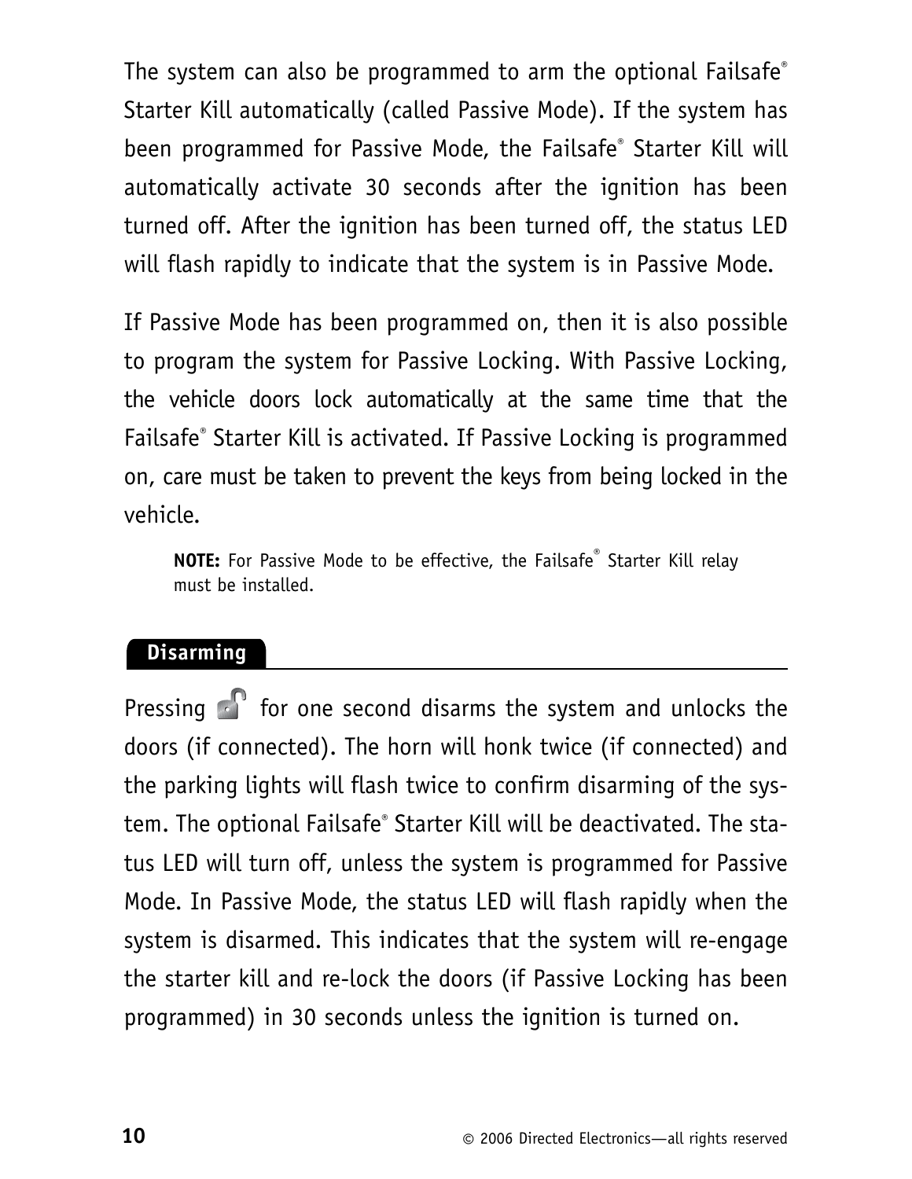The system can also be programmed to arm the optional Failsafe® Starter Kill automatically (called Passive Mode). If the system has been programmed for Passive Mode, the Failsafe® Starter Kill will automatically activate 30 seconds after the ignition has been turned off. After the ignition has been turned off, the status LED will flash rapidly to indicate that the system is in Passive Mode.

If Passive Mode has been programmed on, then it is also possible to program the system for Passive Locking. With Passive Locking, the vehicle doors lock automatically at the same time that the Failsafe® Starter Kill is activated. If Passive Locking is programmed on, care must be taken to prevent the keys from being locked in the vehicle.

**NOTE:** For Passive Mode to be effective, the Failsafe® Starter Kill relay must be installed.

## Disarming

Pressing 🔓 for one second disarms the system and unlocks the doors (if connected). The horn will honk twice (if connected) and the parking lights will flash twice to confirm disarming of the system. The optional Failsafe® Starter Kill will be deactivated. The status LED will turn off, unless the system is programmed for Passive Mode. In Passive Mode, the status LED will flash rapidly when the system is disarmed. This indicates that the system will re-engage the starter kill and re-lock the doors (if Passive Locking has been programmed) in 30 seconds unless the ignition is turned on.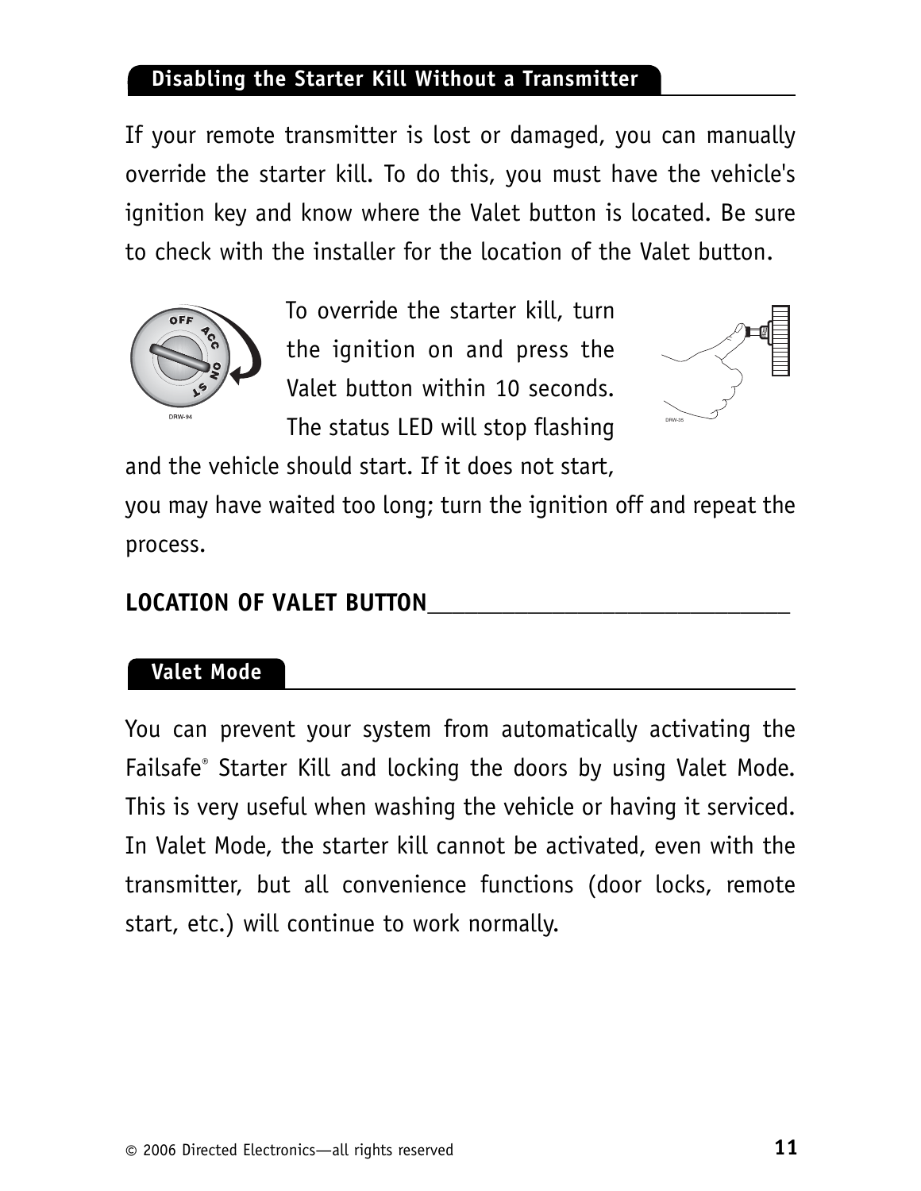## Disabling the Starter Kill Without a Transmitter

If your remote transmitter is lost or damaged, you can manually override the starter kill. To do this, you must have the vehicle's ignition key and know where the Valet button is located. Be sure to check with the installer for the location of the Valet button.

To override the starter kill, turn the ignition on and press the Valet button within 10 seconds. The status LED will stop flashing and the vehicle should start. If it does not start, you may have waited too long; turn the ignition off and repeat the process.

**LOCATION OF VALET BUTTON**_______________________________

## Valet Mode

You can prevent your system from automatically activating the Failsafe® Starter Kill and locking the doors by using Valet Mode. This is very useful when washing the vehicle or having it serviced. In Valet Mode, the starter kill cannot be activated, even with the transmitter, but all convenience functions (door locks, remote start, etc.) will continue to work normally.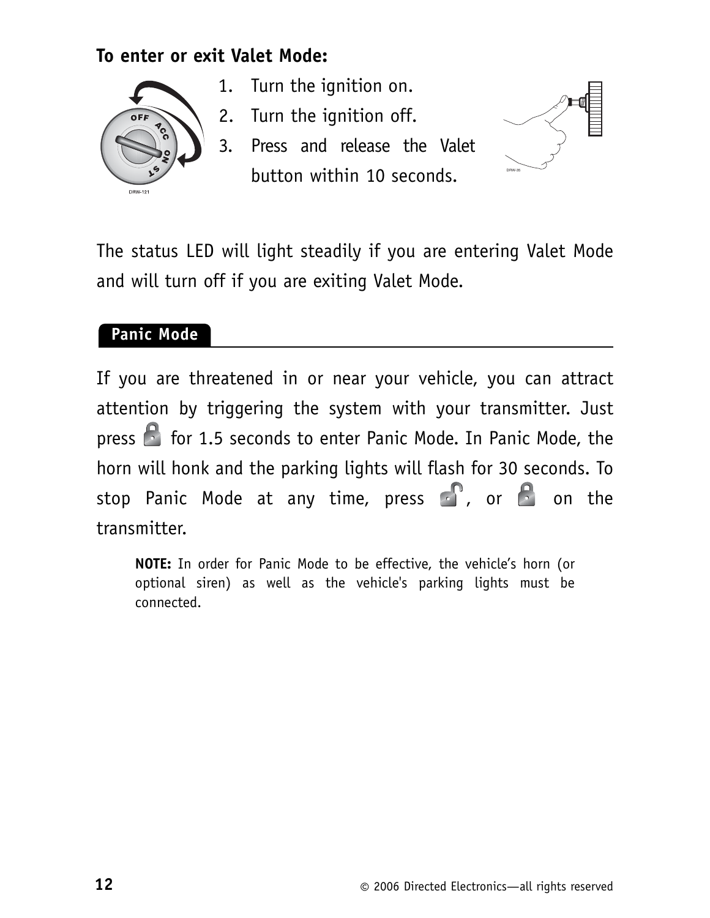**To enter or exit Valet Mode:**

1. Turn the ignition on.
2. Turn the ignition off.
3. Press and release the Valet button within 10 seconds.

The status LED will light steadily if you are entering Valet Mode and will turn off if you are exiting Valet Mode.

## Panic Mode

If you are threatened in or near your vehicle, you can attract attention by triggering the system with your transmitter. Just press [lock] for 1.5 seconds to enter Panic Mode. In Panic Mode, the horn will honk and the parking lights will flash for 30 seconds. To stop Panic Mode at any time, press [unlock], or [lock] on the transmitter.

**NOTE:** In order for Panic Mode to be effective, the vehicle's horn (or optional siren) as well as the vehicle's parking lights must be connected.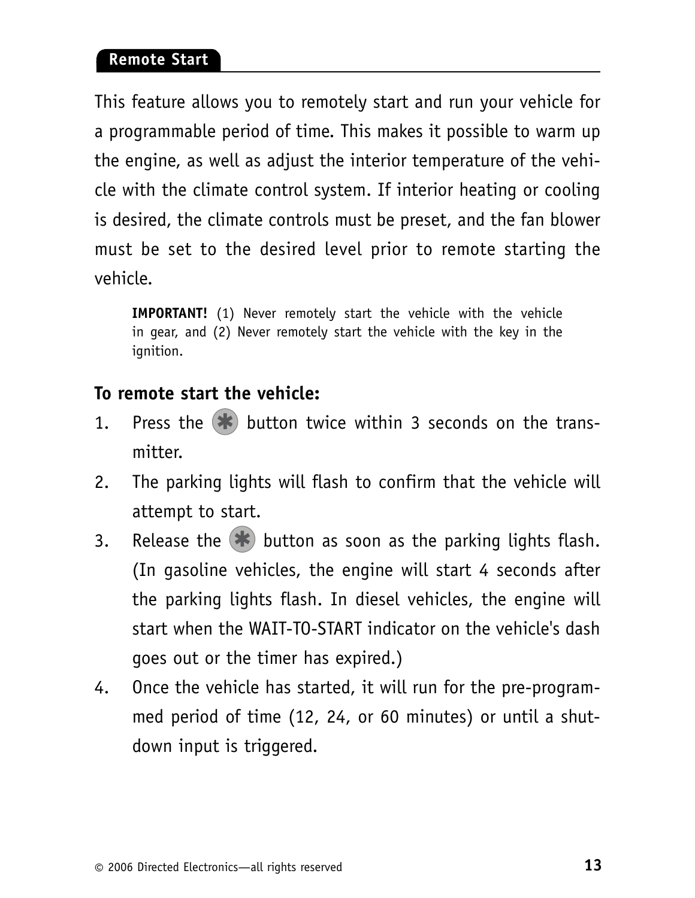## Remote Start

This feature allows you to remotely start and run your vehicle for a programmable period of time. This makes it possible to warm up the engine, as well as adjust the interior temperature of the vehicle with the climate control system. If interior heating or cooling is desired, the climate controls must be preset, and the fan blower must be set to the desired level prior to remote starting the vehicle.

> **IMPORTANT!** (1) Never remotely start the vehicle with the vehicle in gear, and (2) Never remotely start the vehicle with the key in the ignition.

### To remote start the vehicle:

1. Press the ✱ button twice within 3 seconds on the transmitter.
2. The parking lights will flash to confirm that the vehicle will attempt to start.
3. Release the ✱ button as soon as the parking lights flash. (In gasoline vehicles, the engine will start 4 seconds after the parking lights flash. In diesel vehicles, the engine will start when the WAIT-TO-START indicator on the vehicle's dash goes out or the timer has expired.)
4. Once the vehicle has started, it will run for the pre-programmed period of time (12, 24, or 60 minutes) or until a shutdown input is triggered.

© 2006 Directed Electronics—all rights reserved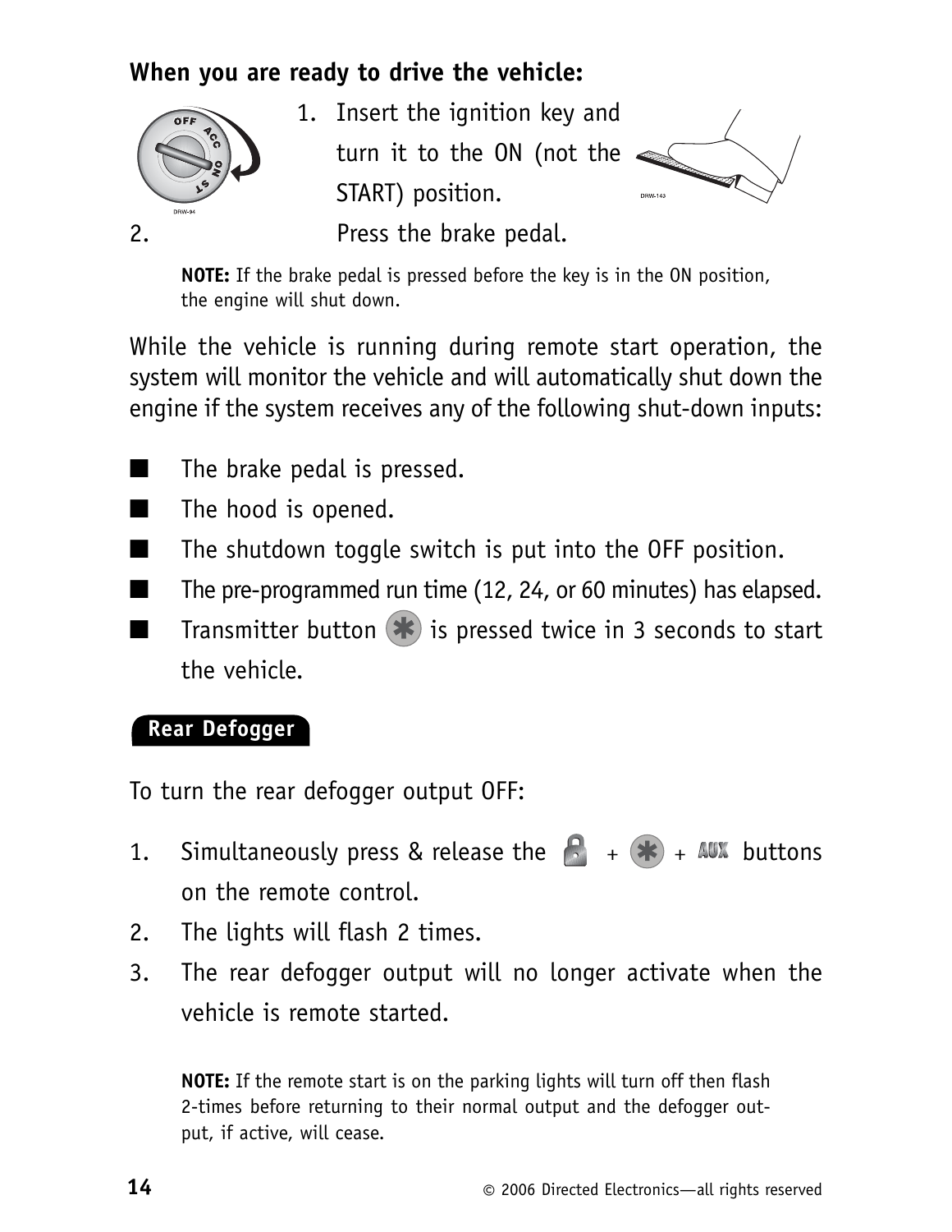**When you are ready to drive the vehicle:**

1. Insert the ignition key and turn it to the ON (not the START) position.
2. Press the brake pedal.

**NOTE:** If the brake pedal is pressed before the key is in the ON position, the engine will shut down.

While the vehicle is running during remote start operation, the system will monitor the vehicle and will automatically shut down the engine if the system receives any of the following shut-down inputs:

- The brake pedal is pressed.
- The hood is opened.
- The shutdown toggle switch is put into the OFF position.
- The pre-programmed run time (12, 24, or 60 minutes) has elapsed.
- Transmitter button ✱ is pressed twice in 3 seconds to start the vehicle.

## Rear Defogger

To turn the rear defogger output OFF:

1. Simultaneously press & release the 🔒 + ✱ + AUX buttons on the remote control.
2. The lights will flash 2 times.
3. The rear defogger output will no longer activate when the vehicle is remote started.

**NOTE:** If the remote start is on the parking lights will turn off then flash 2-times before returning to their normal output and the defogger output, if active, will cease.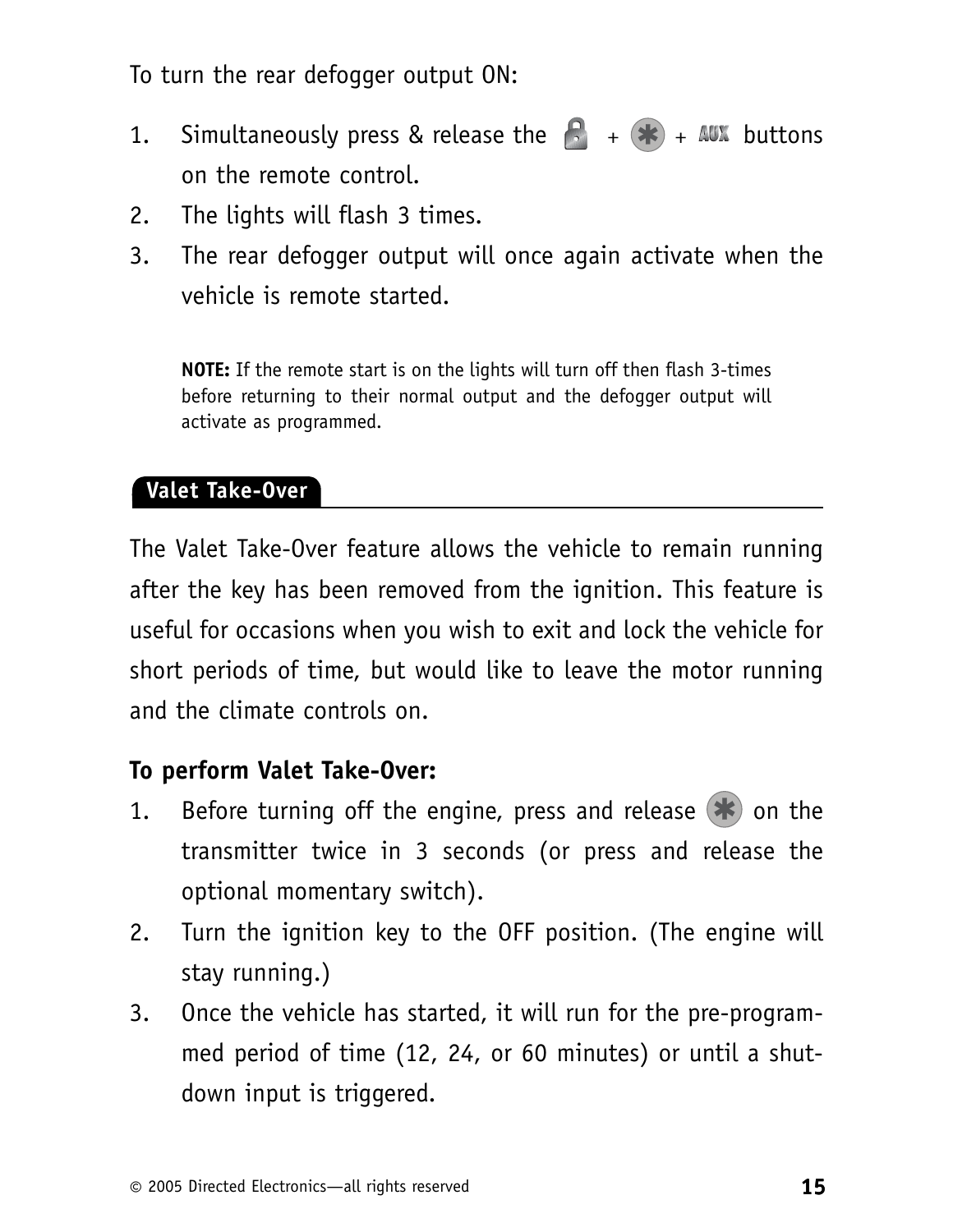To turn the rear defogger output ON:

1. Simultaneously press & release the 🔒 + ✱ + AUX buttons on the remote control.
2. The lights will flash 3 times.
3. The rear defogger output will once again activate when the vehicle is remote started.

**NOTE:** If the remote start is on the lights will turn off then flash 3-times before returning to their normal output and the defogger output will activate as programmed.

## Valet Take-Over

The Valet Take-Over feature allows the vehicle to remain running after the key has been removed from the ignition. This feature is useful for occasions when you wish to exit and lock the vehicle for short periods of time, but would like to leave the motor running and the climate controls on.

### To perform Valet Take-Over:

1. Before turning off the engine, press and release ✱ on the transmitter twice in 3 seconds (or press and release the optional momentary switch).
2. Turn the ignition key to the OFF position. (The engine will stay running.)
3. Once the vehicle has started, it will run for the pre-programmed period of time (12, 24, or 60 minutes) or until a shut-down input is triggered.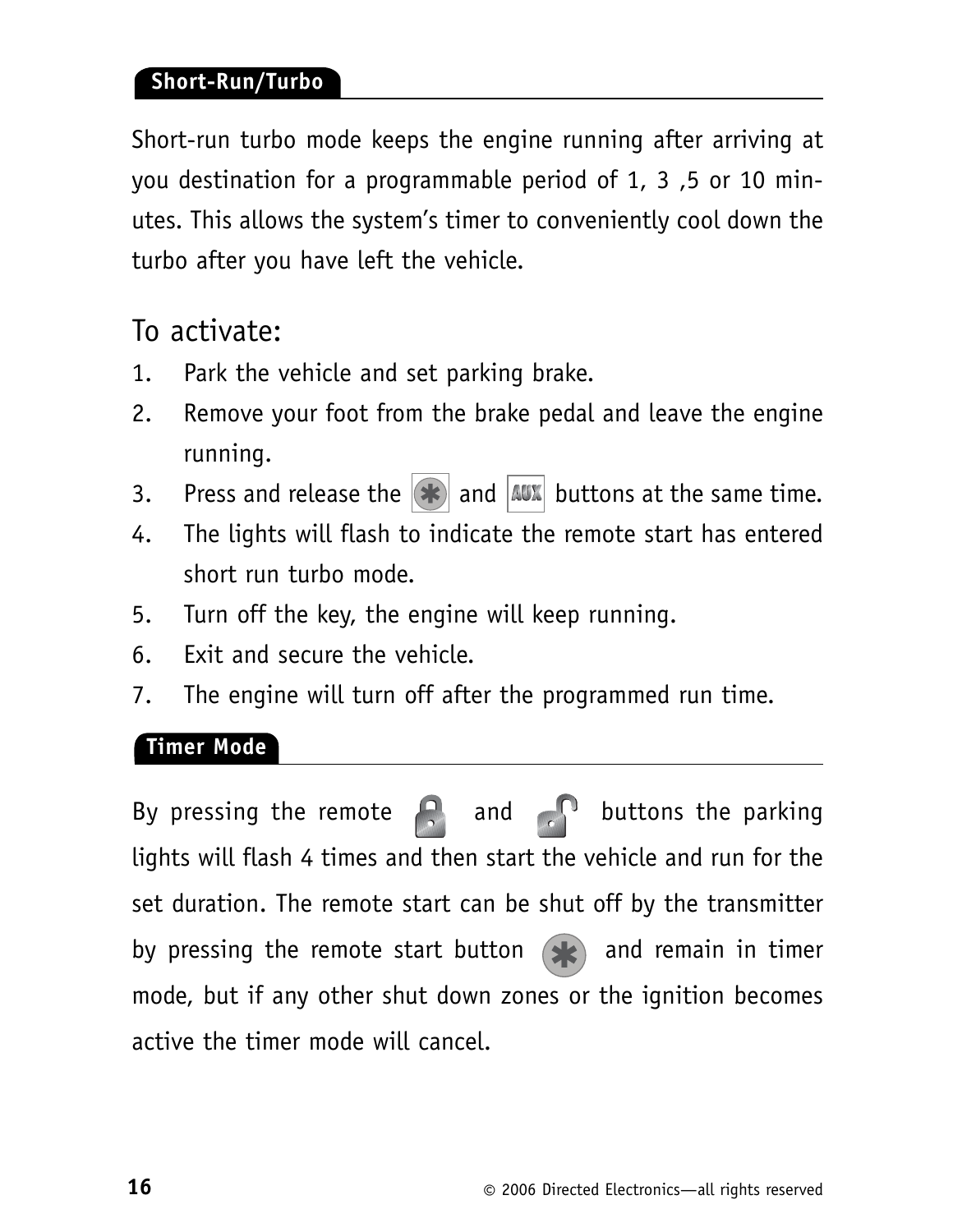## Short-Run/Turbo

Short-run turbo mode keeps the engine running after arriving at you destination for a programmable period of 1, 3 ,5 or 10 minutes. This allows the system's timer to conveniently cool down the turbo after you have left the vehicle.

### To activate:

1. Park the vehicle and set parking brake.
2. Remove your foot from the brake pedal and leave the engine running.
3. Press and release the * and AUX buttons at the same time.
4. The lights will flash to indicate the remote start has entered short run turbo mode.
5. Turn off the key, the engine will keep running.
6. Exit and secure the vehicle.
7. The engine will turn off after the programmed run time.

## Timer Mode

By pressing the remote lock and unlock buttons the parking lights will flash 4 times and then start the vehicle and run for the set duration. The remote start can be shut off by the transmitter by pressing the remote start button * and remain in timer mode, but if any other shut down zones or the ignition becomes active the timer mode will cancel.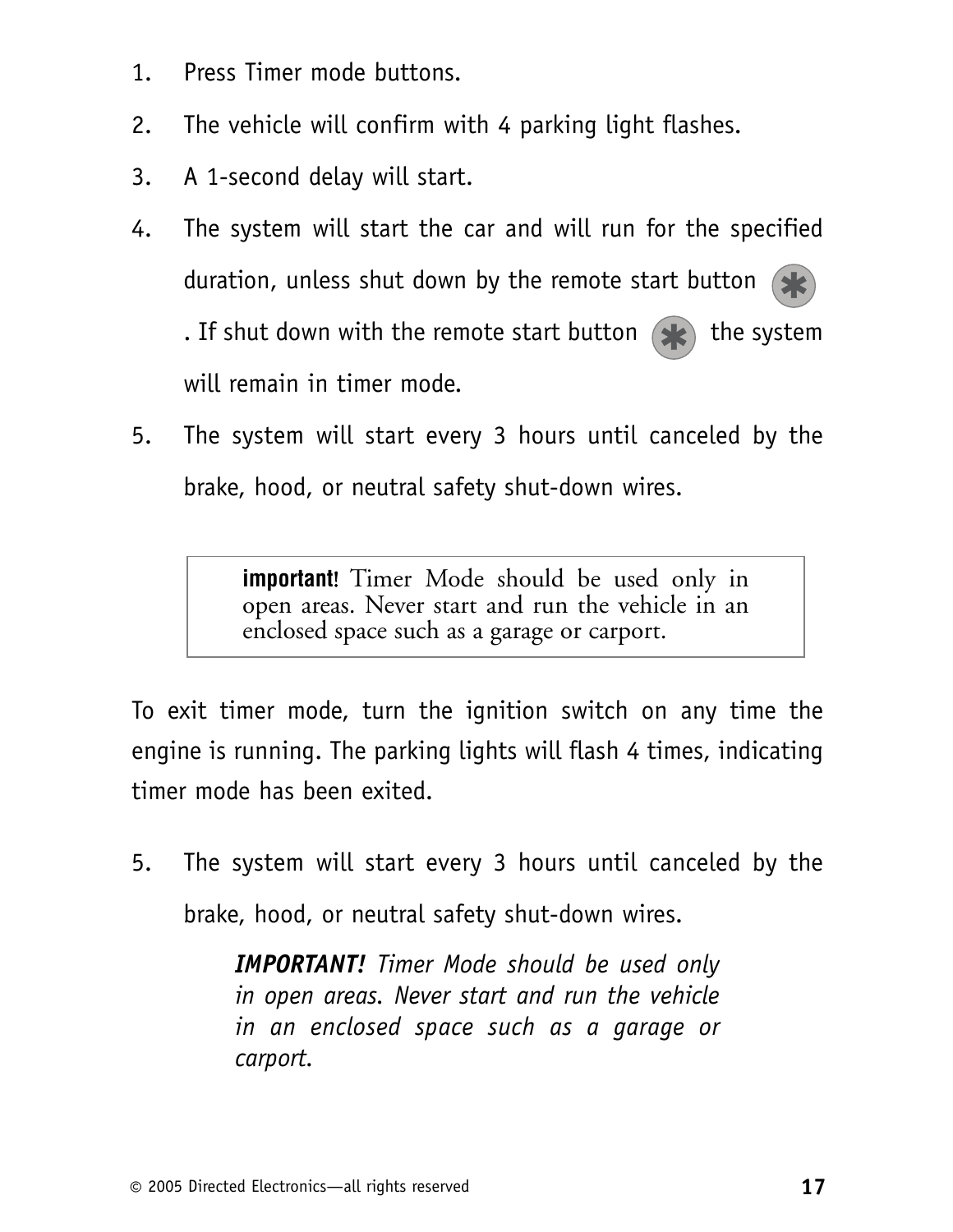1. Press Timer mode buttons.
2. The vehicle will confirm with 4 parking light flashes.
3. A 1-second delay will start.
4. The system will start the car and will run for the specified duration, unless shut down by the remote start button ✱. If shut down with the remote start button ✱ the system will remain in timer mode.
5. The system will start every 3 hours until canceled by the brake, hood, or neutral safety shut-down wires.

> **important!** Timer Mode should be used only in open areas. Never start and run the vehicle in an enclosed space such as a garage or carport.

To exit timer mode, turn the ignition switch on any time the engine is running. The parking lights will flash 4 times, indicating timer mode has been exited.

5. The system will start every 3 hours until canceled by the brake, hood, or neutral safety shut-down wires.

   ***IMPORTANT!*** *Timer Mode should be used only in open areas. Never start and run the vehicle in an enclosed space such as a garage or carport.*

© 2005 Directed Electronics—all rights reserved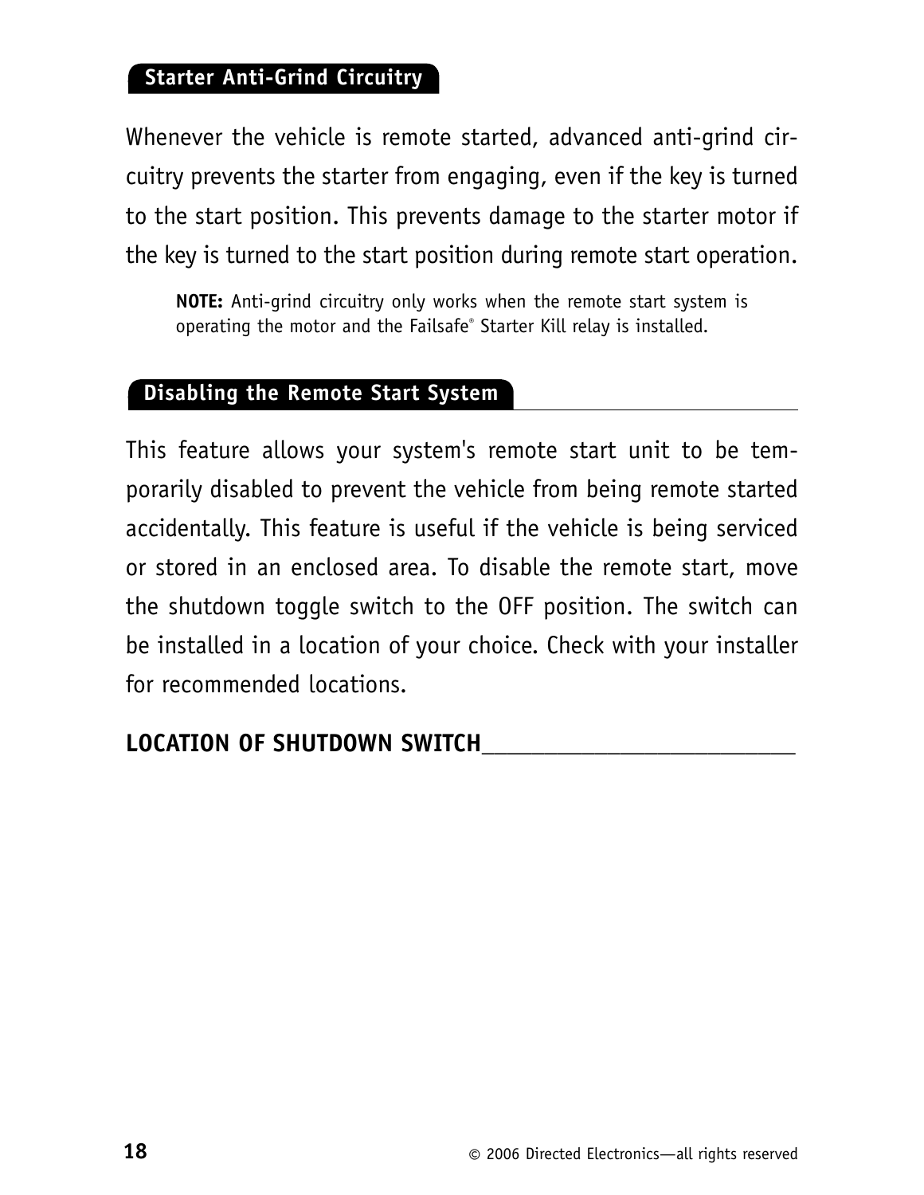## Starter Anti-Grind Circuitry

Whenever the vehicle is remote started, advanced anti-grind circuitry prevents the starter from engaging, even if the key is turned to the start position. This prevents damage to the starter motor if the key is turned to the start position during remote start operation.

> **NOTE:** Anti-grind circuitry only works when the remote start system is operating the motor and the Failsafe® Starter Kill relay is installed.

## Disabling the Remote Start System

This feature allows your system's remote start unit to be temporarily disabled to prevent the vehicle from being remote started accidentally. This feature is useful if the vehicle is being serviced or stored in an enclosed area. To disable the remote start, move the shutdown toggle switch to the OFF position. The switch can be installed in a location of your choice. Check with your installer for recommended locations.

**LOCATION OF SHUTDOWN SWITCH**___________________________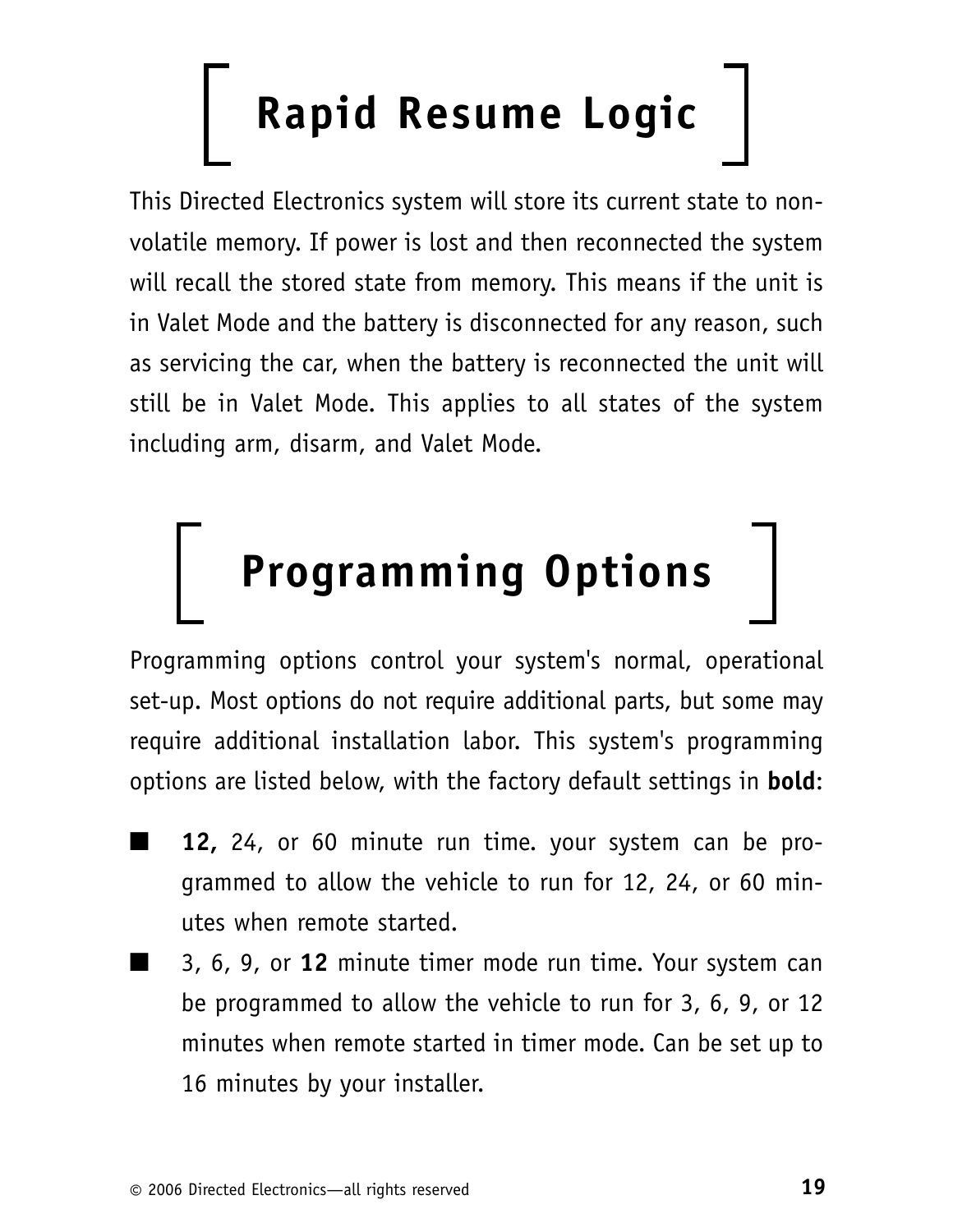# Rapid Resume Logic

This Directed Electronics system will store its current state to non-volatile memory. If power is lost and then reconnected the system will recall the stored state from memory. This means if the unit is in Valet Mode and the battery is disconnected for any reason, such as servicing the car, when the battery is reconnected the unit will still be in Valet Mode. This applies to all states of the system including arm, disarm, and Valet Mode.

# Programming Options

Programming options control your system's normal, operational set-up. Most options do not require additional parts, but some may require additional installation labor. This system's programming options are listed below, with the factory default settings in **bold**:

- **12,** 24, or 60 minute run time. your system can be programmed to allow the vehicle to run for 12, 24, or 60 minutes when remote started.
- 3, 6, 9, or **12** minute timer mode run time. Your system can be programmed to allow the vehicle to run for 3, 6, 9, or 12 minutes when remote started in timer mode. Can be set up to 16 minutes by your installer.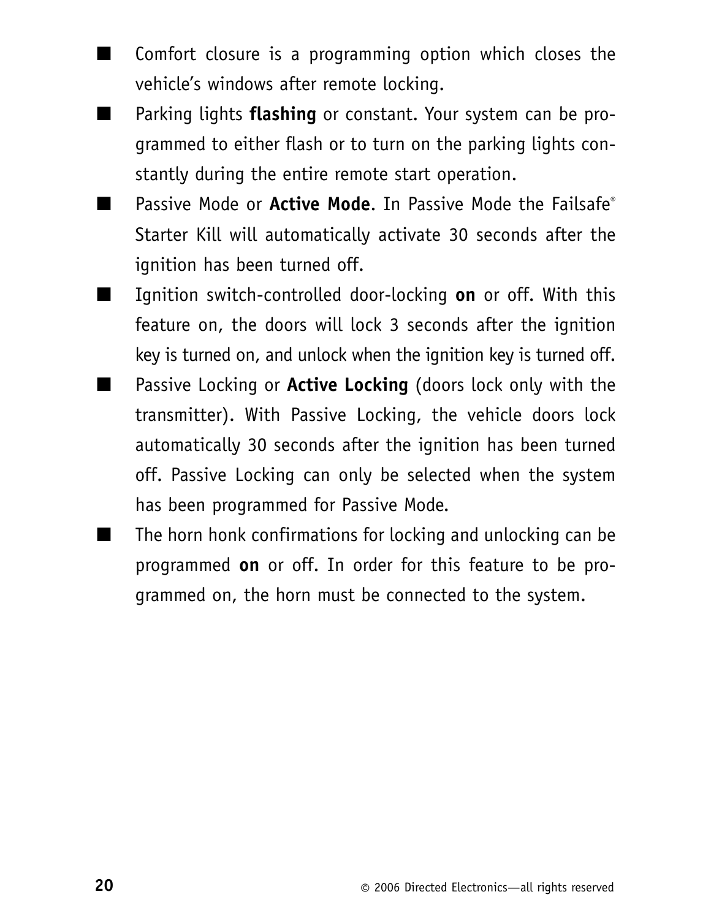- Comfort closure is a programming option which closes the vehicle's windows after remote locking.
- Parking lights **flashing** or constant. Your system can be programmed to either flash or to turn on the parking lights constantly during the entire remote start operation.
- Passive Mode or **Active Mode**. In Passive Mode the Failsafe® Starter Kill will automatically activate 30 seconds after the ignition has been turned off.
- Ignition switch-controlled door-locking **on** or off. With this feature on, the doors will lock 3 seconds after the ignition key is turned on, and unlock when the ignition key is turned off.
- Passive Locking or **Active Locking** (doors lock only with the transmitter). With Passive Locking, the vehicle doors lock automatically 30 seconds after the ignition has been turned off. Passive Locking can only be selected when the system has been programmed for Passive Mode.
- The horn honk confirmations for locking and unlocking can be programmed **on** or off. In order for this feature to be programmed on, the horn must be connected to the system.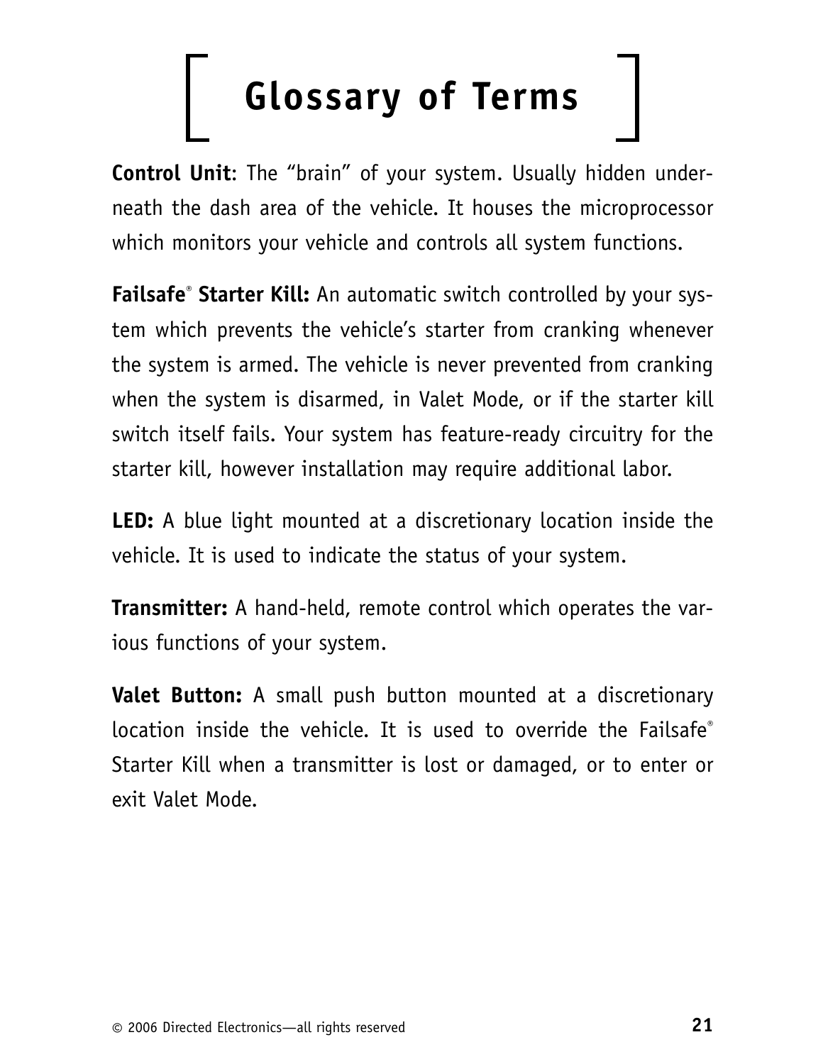# Glossary of Terms

**Control Unit**: The "brain" of your system. Usually hidden underneath the dash area of the vehicle. It houses the microprocessor which monitors your vehicle and controls all system functions.

**Failsafe® Starter Kill:** An automatic switch controlled by your system which prevents the vehicle's starter from cranking whenever the system is armed. The vehicle is never prevented from cranking when the system is disarmed, in Valet Mode, or if the starter kill switch itself fails. Your system has feature-ready circuitry for the starter kill, however installation may require additional labor.

**LED:** A blue light mounted at a discretionary location inside the vehicle. It is used to indicate the status of your system.

**Transmitter:** A hand-held, remote control which operates the various functions of your system.

**Valet Button:** A small push button mounted at a discretionary location inside the vehicle. It is used to override the Failsafe® Starter Kill when a transmitter is lost or damaged, or to enter or exit Valet Mode.

© 2006 Directed Electronics—all rights reserved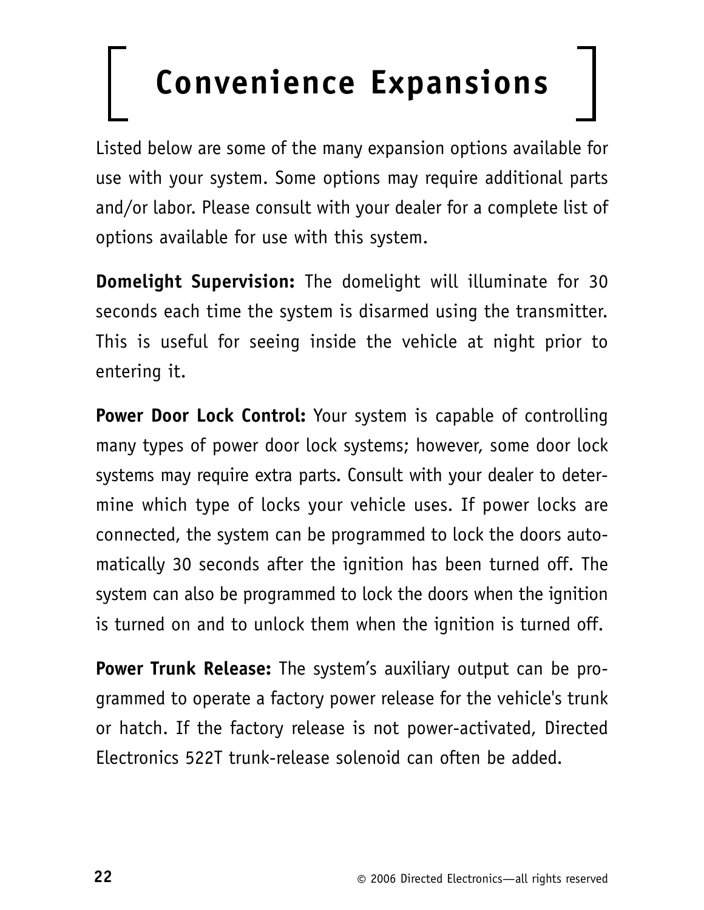# Convenience Expansions

Listed below are some of the many expansion options available for use with your system. Some options may require additional parts and/or labor. Please consult with your dealer for a complete list of options available for use with this system.

**Domelight Supervision:** The domelight will illuminate for 30 seconds each time the system is disarmed using the transmitter. This is useful for seeing inside the vehicle at night prior to entering it.

**Power Door Lock Control:** Your system is capable of controlling many types of power door lock systems; however, some door lock systems may require extra parts. Consult with your dealer to determine which type of locks your vehicle uses. If power locks are connected, the system can be programmed to lock the doors automatically 30 seconds after the ignition has been turned off. The system can also be programmed to lock the doors when the ignition is turned on and to unlock them when the ignition is turned off.

**Power Trunk Release:** The system's auxiliary output can be programmed to operate a factory power release for the vehicle's trunk or hatch. If the factory release is not power-activated, Directed Electronics 522T trunk-release solenoid can often be added.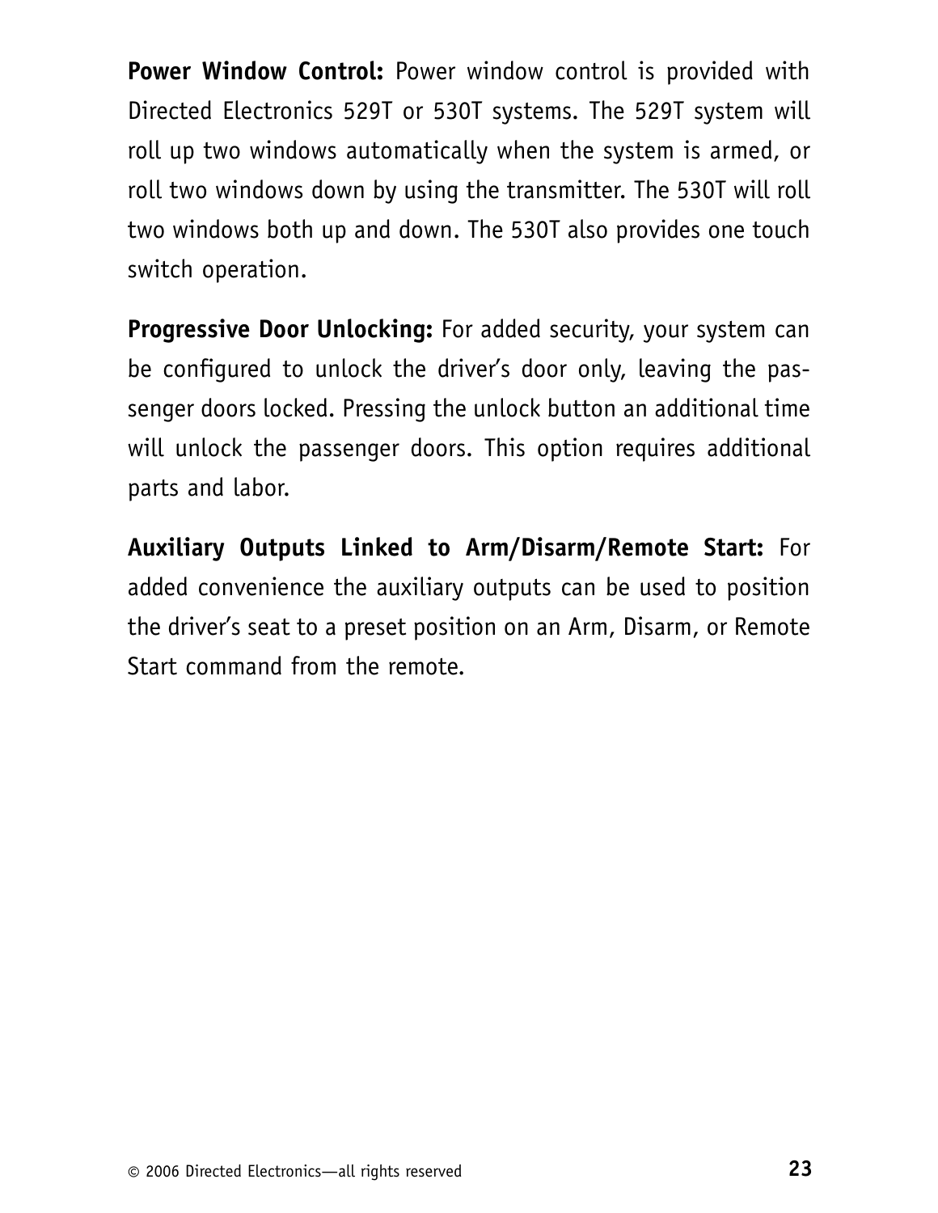**Power Window Control:** Power window control is provided with Directed Electronics 529T or 530T systems. The 529T system will roll up two windows automatically when the system is armed, or roll two windows down by using the transmitter. The 530T will roll two windows both up and down. The 530T also provides one touch switch operation.

**Progressive Door Unlocking:** For added security, your system can be configured to unlock the driver's door only, leaving the passenger doors locked. Pressing the unlock button an additional time will unlock the passenger doors. This option requires additional parts and labor.

**Auxiliary Outputs Linked to Arm/Disarm/Remote Start:** For added convenience the auxiliary outputs can be used to position the driver's seat to a preset position on an Arm, Disarm, or Remote Start command from the remote.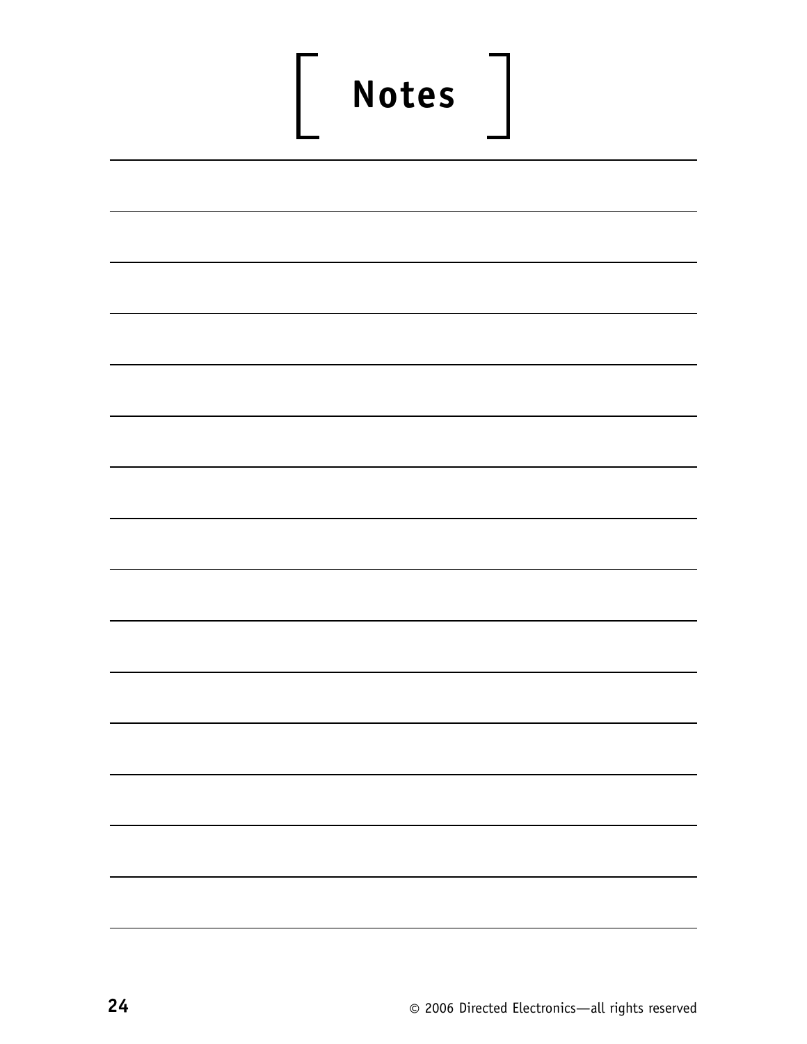# Notes

© 2006 Directed Electronics—all rights reserved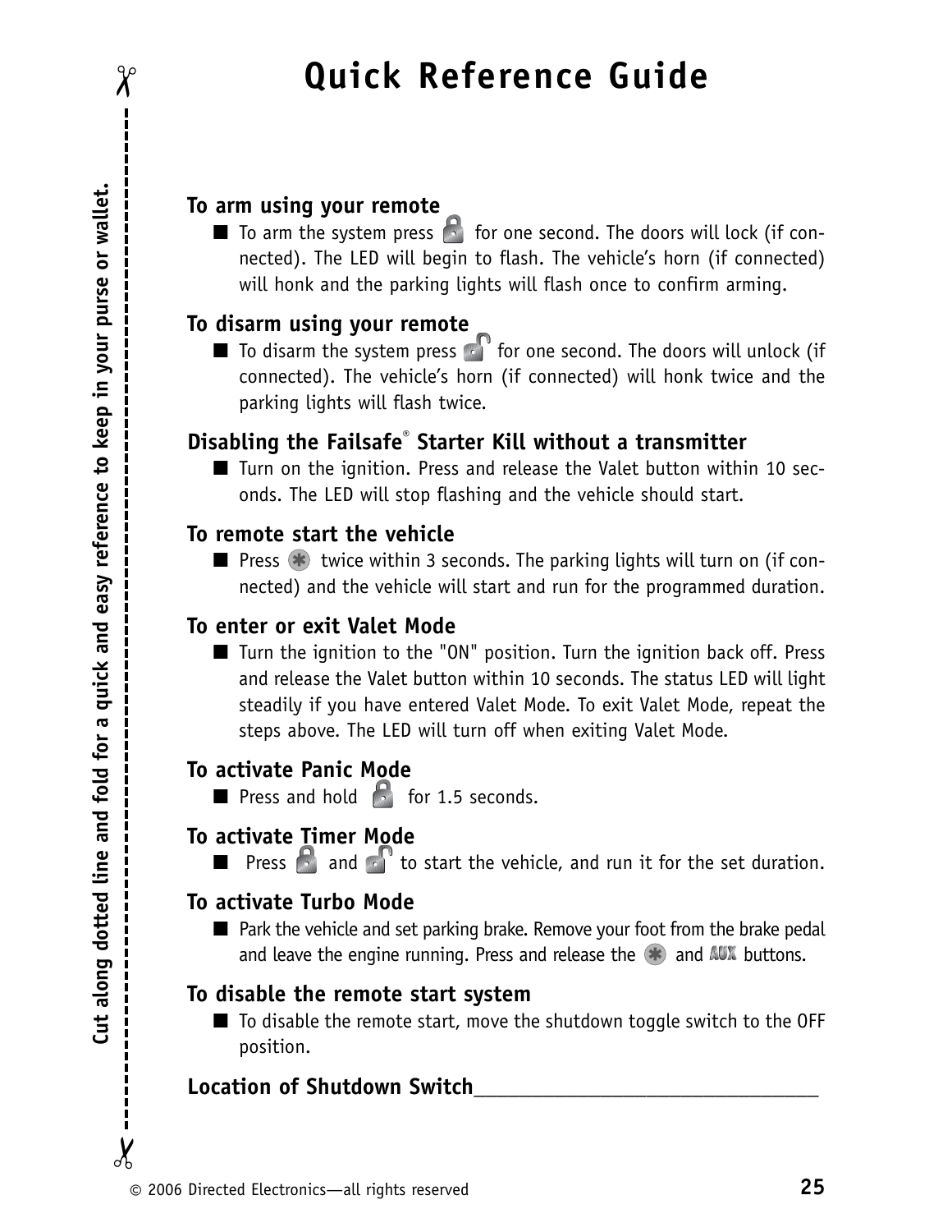# Quick Reference Guide

Cut along dotted line and fold for a quick and easy reference to keep in your purse or wallet.

**To arm using your remote**

- To arm the system press the lock button for one second. The doors will lock (if connected). The LED will begin to flash. The vehicle's horn (if connected) will honk and the parking lights will flash once to confirm arming.

**To disarm using your remote**

- To disarm the system press the unlock button for one second. The doors will unlock (if connected). The vehicle's horn (if connected) will honk twice and the parking lights will flash twice.

**Disabling the Failsafe® Starter Kill without a transmitter**

- Turn on the ignition. Press and release the Valet button within 10 seconds. The LED will stop flashing and the vehicle should start.

**To remote start the vehicle**

- Press the ✱ button twice within 3 seconds. The parking lights will turn on (if connected) and the vehicle will start and run for the programmed duration.

**To enter or exit Valet Mode**

- Turn the ignition to the "ON" position. Turn the ignition back off. Press and release the Valet button within 10 seconds. The status LED will light steadily if you have entered Valet Mode. To exit Valet Mode, repeat the steps above. The LED will turn off when exiting Valet Mode.

**To activate Panic Mode**

- Press and hold the lock button for 1.5 seconds.

**To activate Timer Mode**

- Press the lock button and the unlock button to start the vehicle, and run it for the set duration.

**To activate Turbo Mode**

- Park the vehicle and set parking brake. Remove your foot from the brake pedal and leave the engine running. Press and release the ✱ and AUX buttons.

**To disable the remote start system**

- To disable the remote start, move the shutdown toggle switch to the OFF position.

**Location of Shutdown Switch**\_\_\_\_\_\_\_\_\_\_\_\_\_\_\_\_\_\_\_\_\_\_\_\_\_\_\_\_\_\_\_\_

© 2006 Directed Electronics—all rights reserved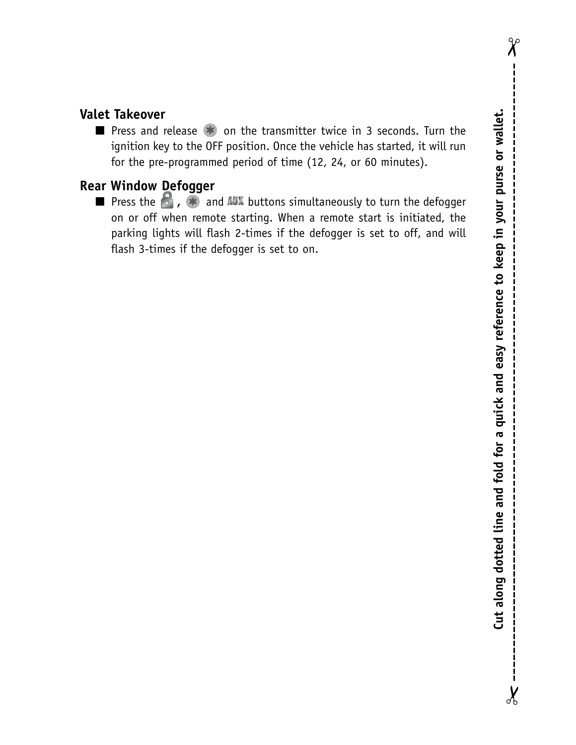## Valet Takeover

- Press and release ✱ on the transmitter twice in 3 seconds. Turn the ignition key to the OFF position. Once the vehicle has started, it will run for the pre-programmed period of time (12, 24, or 60 minutes).

## Rear Window Defogger

- Press the 🔒, ✱ and AUX buttons simultaneously to turn the defogger on or off when remote starting. When a remote start is initiated, the parking lights will flash 2-times if the defogger is set to off, and will flash 3-times if the defogger is set to on.

**Cut along dotted line and fold for a quick and easy reference to keep in your purse or wallet.**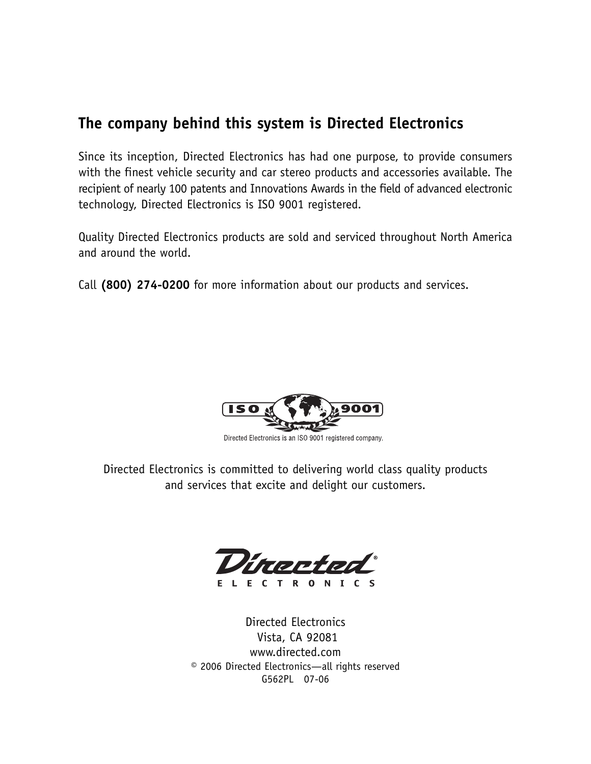## The company behind this system is Directed Electronics

Since its inception, Directed Electronics has had one purpose, to provide consumers with the finest vehicle security and car stereo products and accessories available. The recipient of nearly 100 patents and Innovations Awards in the field of advanced electronic technology, Directed Electronics is ISO 9001 registered.

Quality Directed Electronics products are sold and serviced throughout North America and around the world.

Call **(800) 274-0200** for more information about our products and services.

ISO 9001

Directed Electronics is an ISO 9001 registered company.

Directed Electronics is committed to delivering world class quality products and services that excite and delight our customers.

Directed® ELECTRONICS

Directed Electronics
Vista, CA 92081
www.directed.com
© 2006 Directed Electronics—all rights reserved
G562PL 07-06